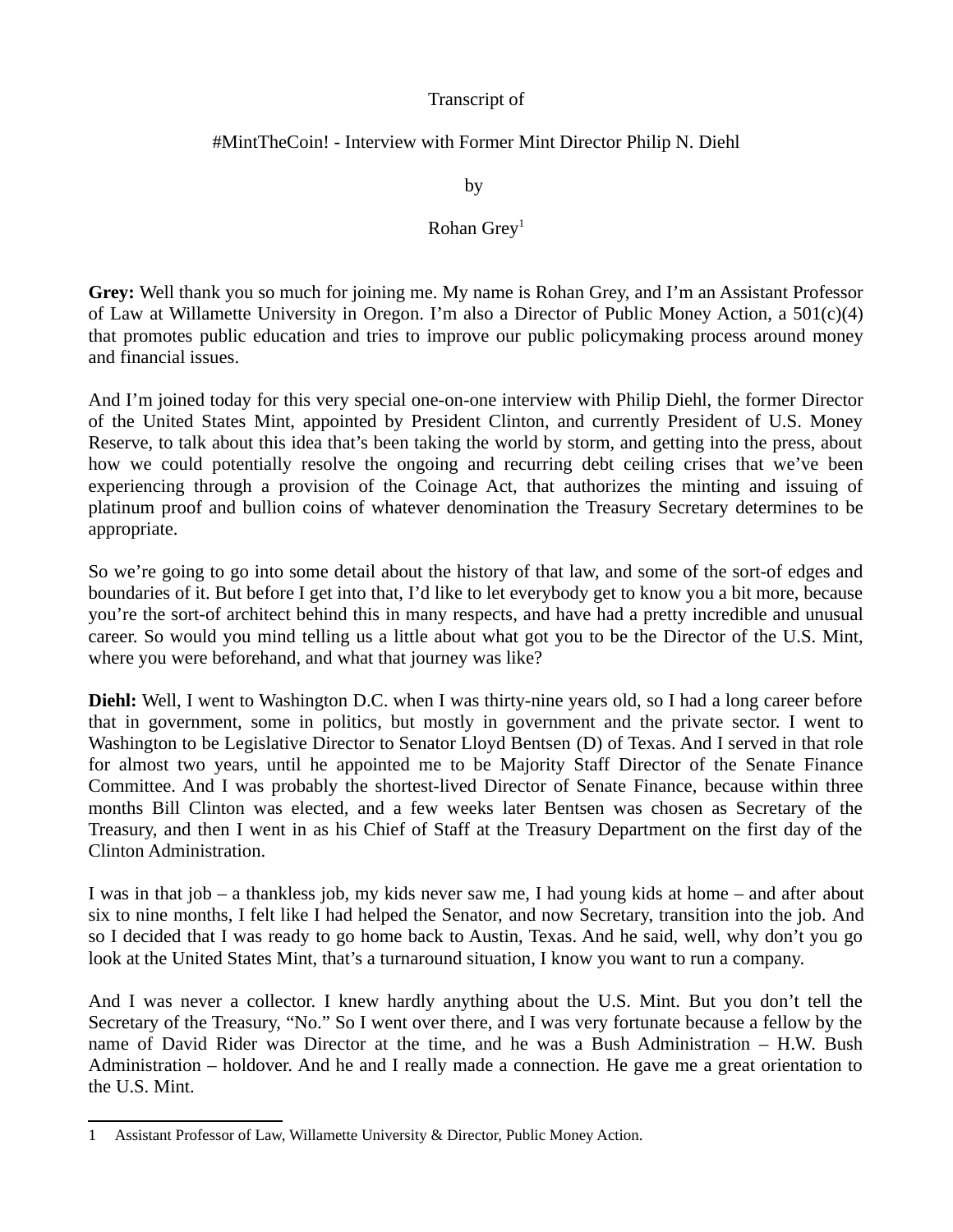Transcript of

#MintTheCoin! - Interview with Former Mint Director Philip N. Diehl

by

Rohan Grey[1]

**Grey:** Well thank you so much for joining me. My name is Rohan Grey, and I'm an Assistant Professor of Law at Willamette University in Oregon. I'm also a Director of Public Money Action, a 501(c)(4) that promotes public education and tries to improve our public policymaking process around money and financial issues.

And I'm joined today for this very special one-on-one interview with Philip Diehl, the former Director of the United States Mint, appointed by President Clinton, and currently President of U.S. Money Reserve, to talk about this idea that's been taking the world by storm, and getting into the press, about how we could potentially resolve the ongoing and recurring debt ceiling crises that we've been experiencing through a provision of the Coinage Act, that authorizes the minting and issuing of platinum proof and bullion coins of whatever denomination the Treasury Secretary determines to be appropriate.

So we're going to go into some detail about the history of that law, and some of the sort-of edges and boundaries of it. But before I get into that, I'd like to let everybody get to know you a bit more, because you're the sort-of architect behind this in many respects, and have had a pretty incredible and unusual career. So would you mind telling us a little about what got you to be the Director of the U.S. Mint, where you were beforehand, and what that journey was like?

**Diehl:** Well, I went to Washington D.C. when I was thirty-nine years old, so I had a long career before that in government, some in politics, but mostly in government and the private sector. I went to Washington to be Legislative Director to Senator Lloyd Bentsen (D) of Texas. And I served in that role for almost two years, until he appointed me to be Majority Staff Director of the Senate Finance Committee. And I was probably the shortest-lived Director of Senate Finance, because within three months Bill Clinton was elected, and a few weeks later Bentsen was chosen as Secretary of the Treasury, and then I went in as his Chief of Staff at the Treasury Department on the first day of the Clinton Administration.

I was in that job – a thankless job, my kids never saw me, I had young kids at home – and after about six to nine months, I felt like I had helped the Senator, and now Secretary, transition into the job. And so I decided that I was ready to go home back to Austin, Texas. And he said, well, why don't you go look at the United States Mint, that's a turnaround situation, I know you want to run a company.

And I was never a collector. I knew hardly anything about the U.S. Mint. But you don't tell the Secretary of the Treasury, "No." So I went over there, and I was very fortunate because a fellow by the name of David Rider was Director at the time, and he was a Bush Administration – H.W. Bush Administration – holdover. And he and I really made a connection. He gave me a great orientation to the U.S. Mint.

---

1 Assistant Professor of Law, Willamette University & Director, Public Money Action.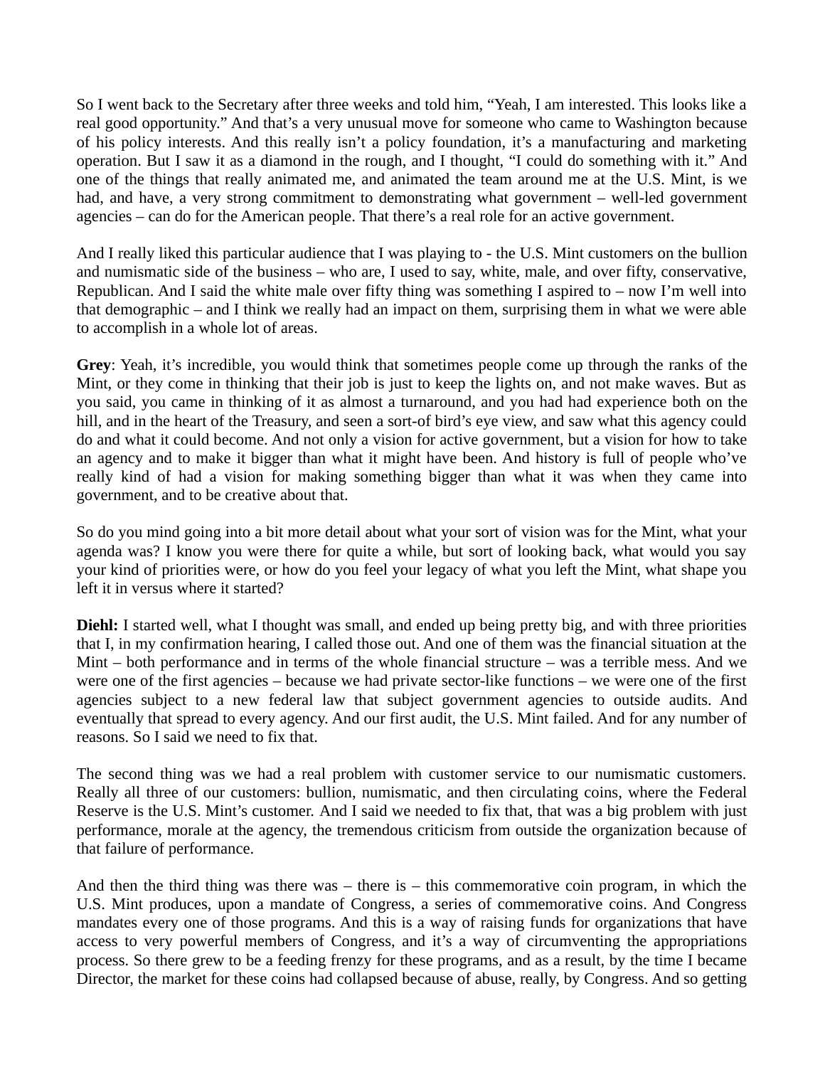So I went back to the Secretary after three weeks and told him, "Yeah, I am interested. This looks like a real good opportunity." And that's a very unusual move for someone who came to Washington because of his policy interests. And this really isn't a policy foundation, it's a manufacturing and marketing operation. But I saw it as a diamond in the rough, and I thought, "I could do something with it." And one of the things that really animated me, and animated the team around me at the U.S. Mint, is we had, and have, a very strong commitment to demonstrating what government – well-led government agencies – can do for the American people. That there's a real role for an active government.

And I really liked this particular audience that I was playing to - the U.S. Mint customers on the bullion and numismatic side of the business – who are, I used to say, white, male, and over fifty, conservative, Republican. And I said the white male over fifty thing was something I aspired to – now I'm well into that demographic – and I think we really had an impact on them, surprising them in what we were able to accomplish in a whole lot of areas.

**Grey**: Yeah, it's incredible, you would think that sometimes people come up through the ranks of the Mint, or they come in thinking that their job is just to keep the lights on, and not make waves. But as you said, you came in thinking of it as almost a turnaround, and you had had experience both on the hill, and in the heart of the Treasury, and seen a sort-of bird's eye view, and saw what this agency could do and what it could become. And not only a vision for active government, but a vision for how to take an agency and to make it bigger than what it might have been. And history is full of people who've really kind of had a vision for making something bigger than what it was when they came into government, and to be creative about that.

So do you mind going into a bit more detail about what your sort of vision was for the Mint, what your agenda was? I know you were there for quite a while, but sort of looking back, what would you say your kind of priorities were, or how do you feel your legacy of what you left the Mint, what shape you left it in versus where it started?

**Diehl:** I started well, what I thought was small, and ended up being pretty big, and with three priorities that I, in my confirmation hearing, I called those out. And one of them was the financial situation at the Mint – both performance and in terms of the whole financial structure – was a terrible mess. And we were one of the first agencies – because we had private sector-like functions – we were one of the first agencies subject to a new federal law that subject government agencies to outside audits. And eventually that spread to every agency. And our first audit, the U.S. Mint failed. And for any number of reasons. So I said we need to fix that.

The second thing was we had a real problem with customer service to our numismatic customers. Really all three of our customers: bullion, numismatic, and then circulating coins, where the Federal Reserve is the U.S. Mint's customer. And I said we needed to fix that, that was a big problem with just performance, morale at the agency, the tremendous criticism from outside the organization because of that failure of performance.

And then the third thing was there was – there is – this commemorative coin program, in which the U.S. Mint produces, upon a mandate of Congress, a series of commemorative coins. And Congress mandates every one of those programs. And this is a way of raising funds for organizations that have access to very powerful members of Congress, and it's a way of circumventing the appropriations process. So there grew to be a feeding frenzy for these programs, and as a result, by the time I became Director, the market for these coins had collapsed because of abuse, really, by Congress. And so getting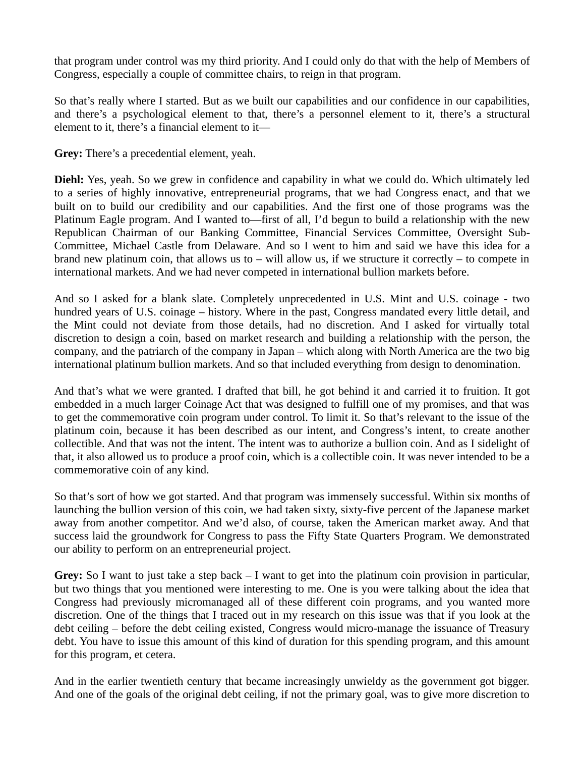that program under control was my third priority. And I could only do that with the help of Members of Congress, especially a couple of committee chairs, to reign in that program.

So that's really where I started. But as we built our capabilities and our confidence in our capabilities, and there's a psychological element to that, there's a personnel element to it, there's a structural element to it, there's a financial element to it—

**Grey:** There's a precedential element, yeah.

**Diehl:** Yes, yeah. So we grew in confidence and capability in what we could do. Which ultimately led to a series of highly innovative, entrepreneurial programs, that we had Congress enact, and that we built on to build our credibility and our capabilities. And the first one of those programs was the Platinum Eagle program. And I wanted to—first of all, I'd begun to build a relationship with the new Republican Chairman of our Banking Committee, Financial Services Committee, Oversight Sub-Committee, Michael Castle from Delaware. And so I went to him and said we have this idea for a brand new platinum coin, that allows us to – will allow us, if we structure it correctly – to compete in international markets. And we had never competed in international bullion markets before.

And so I asked for a blank slate. Completely unprecedented in U.S. Mint and U.S. coinage - two hundred years of U.S. coinage – history. Where in the past, Congress mandated every little detail, and the Mint could not deviate from those details, had no discretion. And I asked for virtually total discretion to design a coin, based on market research and building a relationship with the person, the company, and the patriarch of the company in Japan – which along with North America are the two big international platinum bullion markets. And so that included everything from design to denomination.

And that's what we were granted. I drafted that bill, he got behind it and carried it to fruition. It got embedded in a much larger Coinage Act that was designed to fulfill one of my promises, and that was to get the commemorative coin program under control. To limit it. So that's relevant to the issue of the platinum coin, because it has been described as our intent, and Congress's intent, to create another collectible. And that was not the intent. The intent was to authorize a bullion coin. And as I sidelight of that, it also allowed us to produce a proof coin, which is a collectible coin. It was never intended to be a commemorative coin of any kind.

So that's sort of how we got started. And that program was immensely successful. Within six months of launching the bullion version of this coin, we had taken sixty, sixty-five percent of the Japanese market away from another competitor. And we'd also, of course, taken the American market away. And that success laid the groundwork for Congress to pass the Fifty State Quarters Program. We demonstrated our ability to perform on an entrepreneurial project.

**Grey:** So I want to just take a step back – I want to get into the platinum coin provision in particular, but two things that you mentioned were interesting to me. One is you were talking about the idea that Congress had previously micromanaged all of these different coin programs, and you wanted more discretion. One of the things that I traced out in my research on this issue was that if you look at the debt ceiling – before the debt ceiling existed, Congress would micro-manage the issuance of Treasury debt. You have to issue this amount of this kind of duration for this spending program, and this amount for this program, et cetera.

And in the earlier twentieth century that became increasingly unwieldy as the government got bigger. And one of the goals of the original debt ceiling, if not the primary goal, was to give more discretion to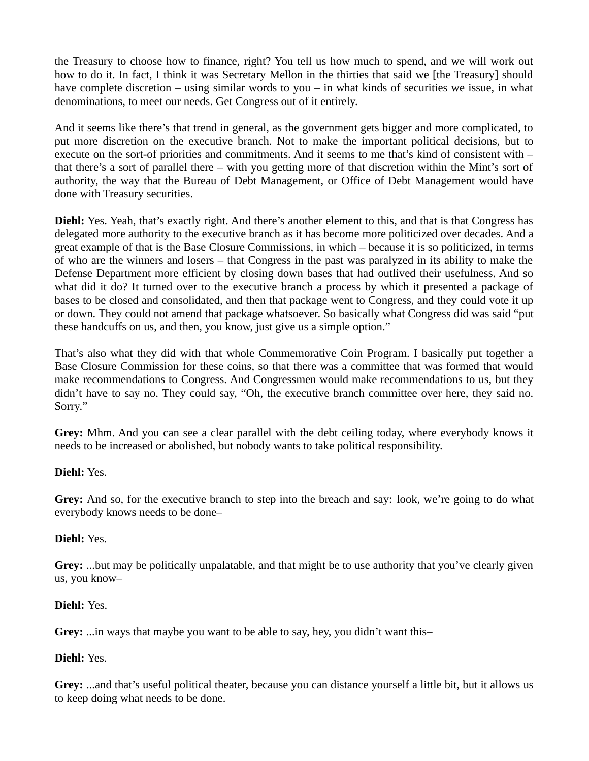the Treasury to choose how to finance, right? You tell us how much to spend, and we will work out how to do it. In fact, I think it was Secretary Mellon in the thirties that said we [the Treasury] should have complete discretion – using similar words to you – in what kinds of securities we issue, in what denominations, to meet our needs. Get Congress out of it entirely.

And it seems like there's that trend in general, as the government gets bigger and more complicated, to put more discretion on the executive branch. Not to make the important political decisions, but to execute on the sort-of priorities and commitments. And it seems to me that's kind of consistent with – that there's a sort of parallel there – with you getting more of that discretion within the Mint's sort of authority, the way that the Bureau of Debt Management, or Office of Debt Management would have done with Treasury securities.

**Diehl:** Yes. Yeah, that's exactly right. And there's another element to this, and that is that Congress has delegated more authority to the executive branch as it has become more politicized over decades. And a great example of that is the Base Closure Commissions, in which – because it is so politicized, in terms of who are the winners and losers – that Congress in the past was paralyzed in its ability to make the Defense Department more efficient by closing down bases that had outlived their usefulness. And so what did it do? It turned over to the executive branch a process by which it presented a package of bases to be closed and consolidated, and then that package went to Congress, and they could vote it up or down. They could not amend that package whatsoever. So basically what Congress did was said "put these handcuffs on us, and then, you know, just give us a simple option."

That's also what they did with that whole Commemorative Coin Program. I basically put together a Base Closure Commission for these coins, so that there was a committee that was formed that would make recommendations to Congress. And Congressmen would make recommendations to us, but they didn't have to say no. They could say, "Oh, the executive branch committee over here, they said no. Sorry."

**Grey:** Mhm. And you can see a clear parallel with the debt ceiling today, where everybody knows it needs to be increased or abolished, but nobody wants to take political responsibility.

**Diehl:** Yes.

**Grey:** And so, for the executive branch to step into the breach and say: look, we're going to do what everybody knows needs to be done–

**Diehl:** Yes.

**Grey:** ...but may be politically unpalatable, and that might be to use authority that you've clearly given us, you know–

**Diehl:** Yes.

**Grey:** ...in ways that maybe you want to be able to say, hey, you didn't want this–

**Diehl:** Yes.

**Grey:** ...and that's useful political theater, because you can distance yourself a little bit, but it allows us to keep doing what needs to be done.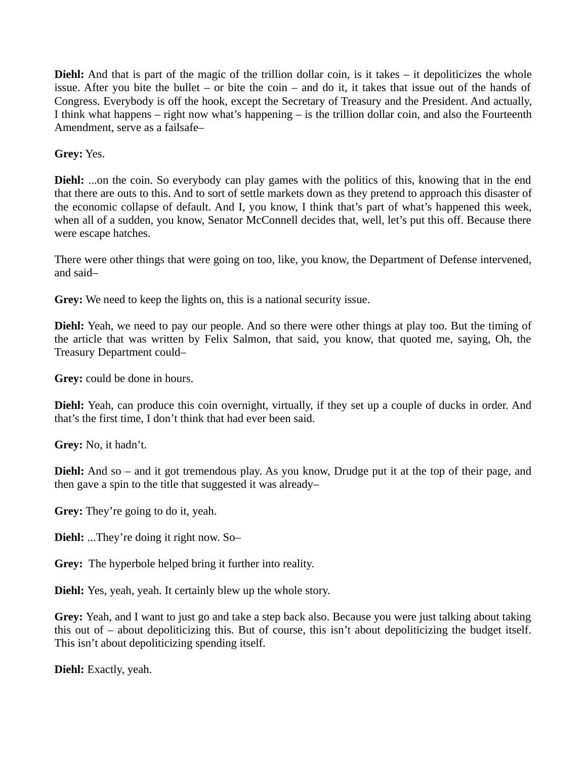**Diehl:** And that is part of the magic of the trillion dollar coin, is it takes – it depoliticizes the whole issue. After you bite the bullet – or bite the coin – and do it, it takes that issue out of the hands of Congress. Everybody is off the hook, except the Secretary of Treasury and the President. And actually, I think what happens – right now what's happening – is the trillion dollar coin, and also the Fourteenth Amendment, serve as a failsafe–

**Grey:** Yes.

**Diehl:** ...on the coin. So everybody can play games with the politics of this, knowing that in the end that there are outs to this. And to sort of settle markets down as they pretend to approach this disaster of the economic collapse of default. And I, you know, I think that's part of what's happened this week, when all of a sudden, you know, Senator McConnell decides that, well, let's put this off. Because there were escape hatches.

There were other things that were going on too, like, you know, the Department of Defense intervened, and said–

**Grey:** We need to keep the lights on, this is a national security issue.

**Diehl:** Yeah, we need to pay our people. And so there were other things at play too. But the timing of the article that was written by Felix Salmon, that said, you know, that quoted me, saying, Oh, the Treasury Department could–

**Grey:** could be done in hours.

**Diehl:** Yeah, can produce this coin overnight, virtually, if they set up a couple of ducks in order. And that's the first time, I don't think that had ever been said.

**Grey:** No, it hadn't.

**Diehl:** And so – and it got tremendous play. As you know, Drudge put it at the top of their page, and then gave a spin to the title that suggested it was already–

**Grey:** They're going to do it, yeah.

**Diehl:** ...They're doing it right now. So–

**Grey:** The hyperbole helped bring it further into reality.

**Diehl:** Yes, yeah, yeah. It certainly blew up the whole story.

**Grey:** Yeah, and I want to just go and take a step back also. Because you were just talking about taking this out of – about depoliticizing this. But of course, this isn't about depoliticizing the budget itself. This isn't about depoliticizing spending itself.

**Diehl:** Exactly, yeah.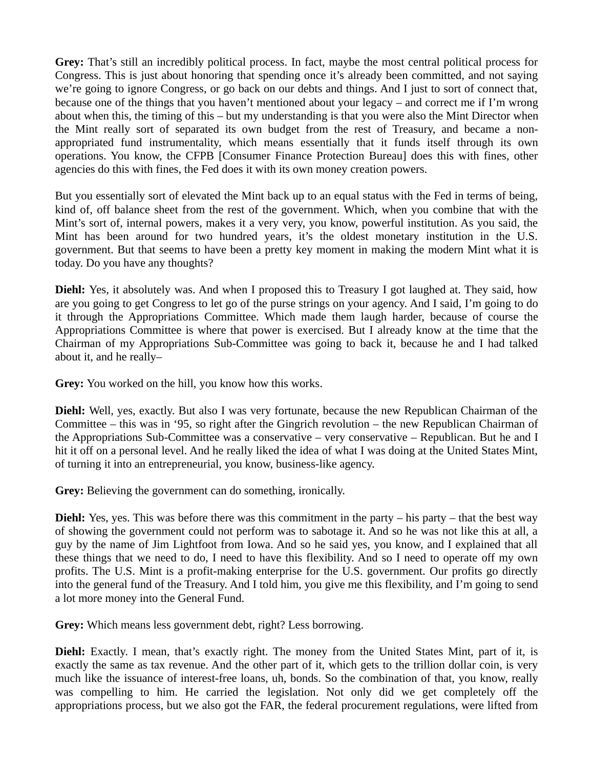**Grey:** That's still an incredibly political process. In fact, maybe the most central political process for Congress. This is just about honoring that spending once it's already been committed, and not saying we're going to ignore Congress, or go back on our debts and things. And I just to sort of connect that, because one of the things that you haven't mentioned about your legacy – and correct me if I'm wrong about when this, the timing of this – but my understanding is that you were also the Mint Director when the Mint really sort of separated its own budget from the rest of Treasury, and became a non-appropriated fund instrumentality, which means essentially that it funds itself through its own operations. You know, the CFPB [Consumer Finance Protection Bureau] does this with fines, other agencies do this with fines, the Fed does it with its own money creation powers.

But you essentially sort of elevated the Mint back up to an equal status with the Fed in terms of being, kind of, off balance sheet from the rest of the government. Which, when you combine that with the Mint's sort of, internal powers, makes it a very very, you know, powerful institution. As you said, the Mint has been around for two hundred years, it's the oldest monetary institution in the U.S. government. But that seems to have been a pretty key moment in making the modern Mint what it is today. Do you have any thoughts?

**Diehl:** Yes, it absolutely was. And when I proposed this to Treasury I got laughed at. They said, how are you going to get Congress to let go of the purse strings on your agency. And I said, I'm going to do it through the Appropriations Committee. Which made them laugh harder, because of course the Appropriations Committee is where that power is exercised. But I already know at the time that the Chairman of my Appropriations Sub-Committee was going to back it, because he and I had talked about it, and he really–

**Grey:** You worked on the hill, you know how this works.

**Diehl:** Well, yes, exactly. But also I was very fortunate, because the new Republican Chairman of the Committee – this was in '95, so right after the Gingrich revolution – the new Republican Chairman of the Appropriations Sub-Committee was a conservative – very conservative – Republican. But he and I hit it off on a personal level. And he really liked the idea of what I was doing at the United States Mint, of turning it into an entrepreneurial, you know, business-like agency.

**Grey:** Believing the government can do something, ironically.

**Diehl:** Yes, yes. This was before there was this commitment in the party – his party – that the best way of showing the government could not perform was to sabotage it. And so he was not like this at all, a guy by the name of Jim Lightfoot from Iowa. And so he said yes, you know, and I explained that all these things that we need to do, I need to have this flexibility. And so I need to operate off my own profits. The U.S. Mint is a profit-making enterprise for the U.S. government. Our profits go directly into the general fund of the Treasury. And I told him, you give me this flexibility, and I'm going to send a lot more money into the General Fund.

**Grey:** Which means less government debt, right? Less borrowing.

**Diehl:** Exactly. I mean, that's exactly right. The money from the United States Mint, part of it, is exactly the same as tax revenue. And the other part of it, which gets to the trillion dollar coin, is very much like the issuance of interest-free loans, uh, bonds. So the combination of that, you know, really was compelling to him. He carried the legislation. Not only did we get completely off the appropriations process, but we also got the FAR, the federal procurement regulations, were lifted from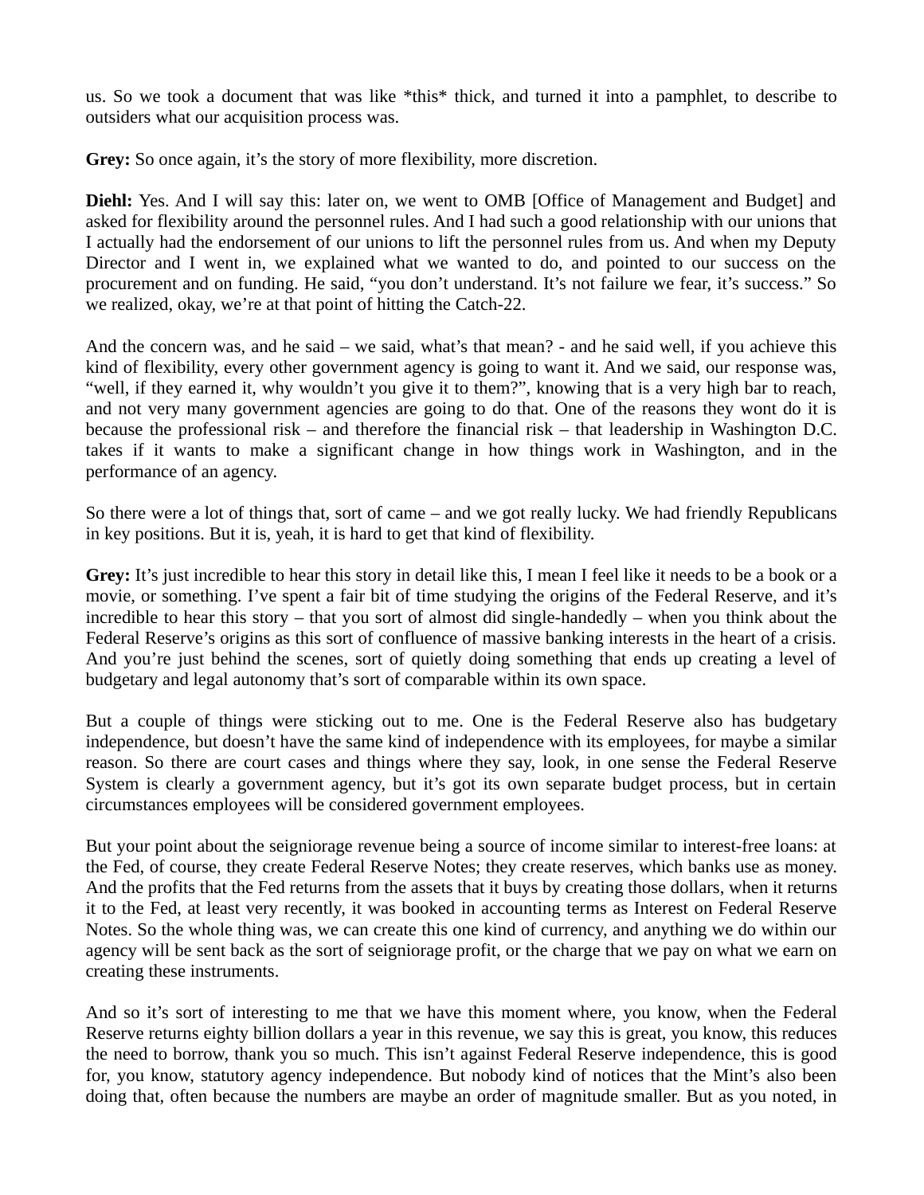us. So we took a document that was like *this* thick, and turned it into a pamphlet, to describe to outsiders what our acquisition process was.

**Grey:** So once again, it's the story of more flexibility, more discretion.

**Diehl:** Yes. And I will say this: later on, we went to OMB [Office of Management and Budget] and asked for flexibility around the personnel rules. And I had such a good relationship with our unions that I actually had the endorsement of our unions to lift the personnel rules from us. And when my Deputy Director and I went in, we explained what we wanted to do, and pointed to our success on the procurement and on funding. He said, "you don't understand. It's not failure we fear, it's success." So we realized, okay, we're at that point of hitting the Catch-22.

And the concern was, and he said – we said, what's that mean? - and he said well, if you achieve this kind of flexibility, every other government agency is going to want it. And we said, our response was, "well, if they earned it, why wouldn't you give it to them?", knowing that is a very high bar to reach, and not very many government agencies are going to do that. One of the reasons they wont do it is because the professional risk – and therefore the financial risk – that leadership in Washington D.C. takes if it wants to make a significant change in how things work in Washington, and in the performance of an agency.

So there were a lot of things that, sort of came – and we got really lucky. We had friendly Republicans in key positions. But it is, yeah, it is hard to get that kind of flexibility.

**Grey:** It's just incredible to hear this story in detail like this, I mean I feel like it needs to be a book or a movie, or something. I've spent a fair bit of time studying the origins of the Federal Reserve, and it's incredible to hear this story – that you sort of almost did single-handedly – when you think about the Federal Reserve's origins as this sort of confluence of massive banking interests in the heart of a crisis. And you're just behind the scenes, sort of quietly doing something that ends up creating a level of budgetary and legal autonomy that's sort of comparable within its own space.

But a couple of things were sticking out to me. One is the Federal Reserve also has budgetary independence, but doesn't have the same kind of independence with its employees, for maybe a similar reason. So there are court cases and things where they say, look, in one sense the Federal Reserve System is clearly a government agency, but it's got its own separate budget process, but in certain circumstances employees will be considered government employees.

But your point about the seigniorage revenue being a source of income similar to interest-free loans: at the Fed, of course, they create Federal Reserve Notes; they create reserves, which banks use as money. And the profits that the Fed returns from the assets that it buys by creating those dollars, when it returns it to the Fed, at least very recently, it was booked in accounting terms as Interest on Federal Reserve Notes. So the whole thing was, we can create this one kind of currency, and anything we do within our agency will be sent back as the sort of seigniorage profit, or the charge that we pay on what we earn on creating these instruments.

And so it's sort of interesting to me that we have this moment where, you know, when the Federal Reserve returns eighty billion dollars a year in this revenue, we say this is great, you know, this reduces the need to borrow, thank you so much. This isn't against Federal Reserve independence, this is good for, you know, statutory agency independence. But nobody kind of notices that the Mint's also been doing that, often because the numbers are maybe an order of magnitude smaller. But as you noted, in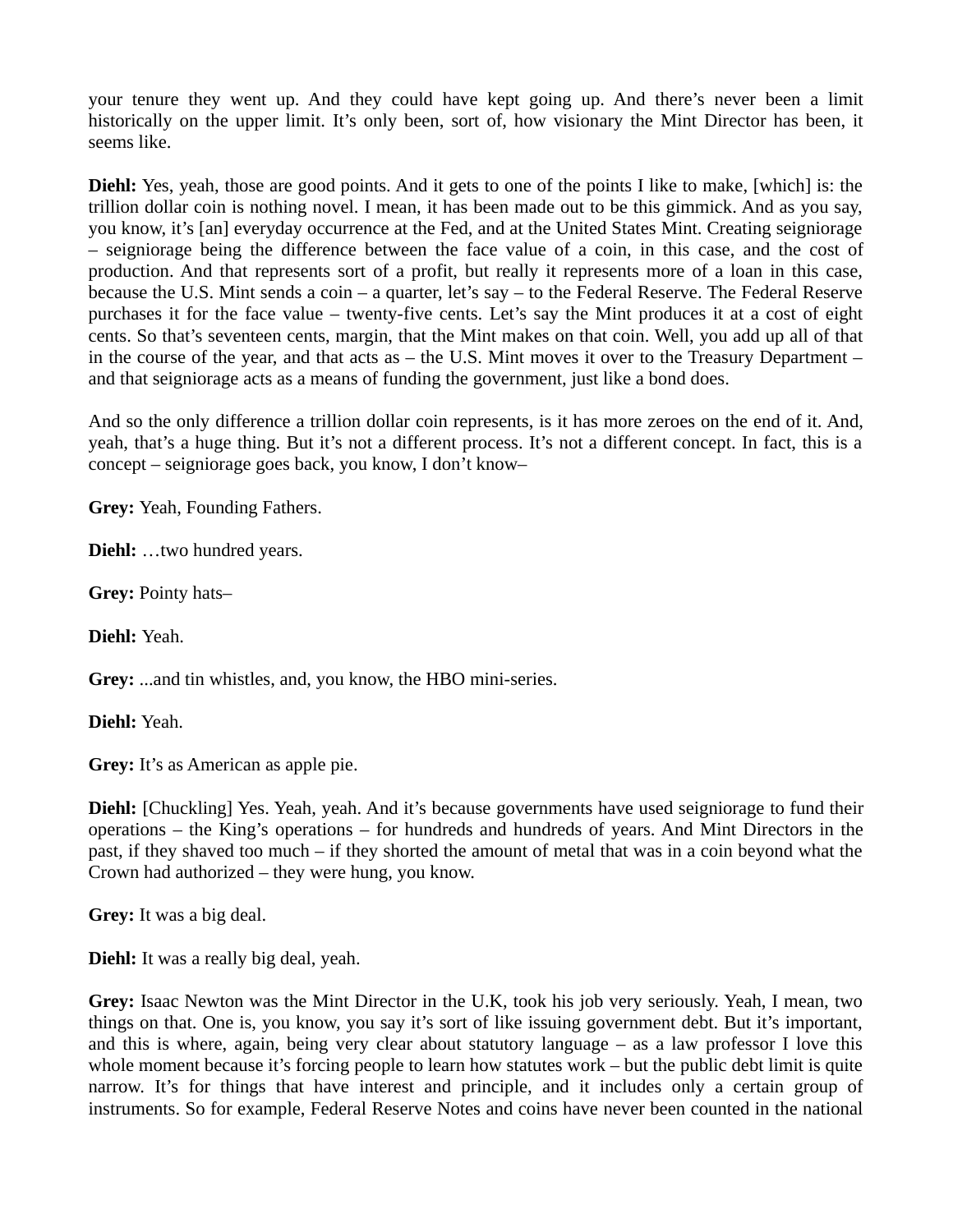your tenure they went up. And they could have kept going up. And there's never been a limit historically on the upper limit. It's only been, sort of, how visionary the Mint Director has been, it seems like.

**Diehl:** Yes, yeah, those are good points. And it gets to one of the points I like to make, [which] is: the trillion dollar coin is nothing novel. I mean, it has been made out to be this gimmick. And as you say, you know, it's [an] everyday occurrence at the Fed, and at the United States Mint. Creating seigniorage – seigniorage being the difference between the face value of a coin, in this case, and the cost of production. And that represents sort of a profit, but really it represents more of a loan in this case, because the U.S. Mint sends a coin – a quarter, let's say – to the Federal Reserve. The Federal Reserve purchases it for the face value – twenty-five cents. Let's say the Mint produces it at a cost of eight cents. So that's seventeen cents, margin, that the Mint makes on that coin. Well, you add up all of that in the course of the year, and that acts as – the U.S. Mint moves it over to the Treasury Department – and that seigniorage acts as a means of funding the government, just like a bond does.

And so the only difference a trillion dollar coin represents, is it has more zeroes on the end of it. And, yeah, that's a huge thing. But it's not a different process. It's not a different concept. In fact, this is a concept – seigniorage goes back, you know, I don't know–

**Grey:** Yeah, Founding Fathers.

**Diehl:** …two hundred years.

**Grey:** Pointy hats–

**Diehl:** Yeah.

**Grey:** ...and tin whistles, and, you know, the HBO mini-series.

**Diehl:** Yeah.

**Grey:** It's as American as apple pie.

**Diehl:** [Chuckling] Yes. Yeah, yeah. And it's because governments have used seigniorage to fund their operations – the King's operations – for hundreds and hundreds of years. And Mint Directors in the past, if they shaved too much – if they shorted the amount of metal that was in a coin beyond what the Crown had authorized – they were hung, you know.

**Grey:** It was a big deal.

**Diehl:** It was a really big deal, yeah.

**Grey:** Isaac Newton was the Mint Director in the U.K, took his job very seriously. Yeah, I mean, two things on that. One is, you know, you say it's sort of like issuing government debt. But it's important, and this is where, again, being very clear about statutory language – as a law professor I love this whole moment because it's forcing people to learn how statutes work – but the public debt limit is quite narrow. It's for things that have interest and principle, and it includes only a certain group of instruments. So for example, Federal Reserve Notes and coins have never been counted in the national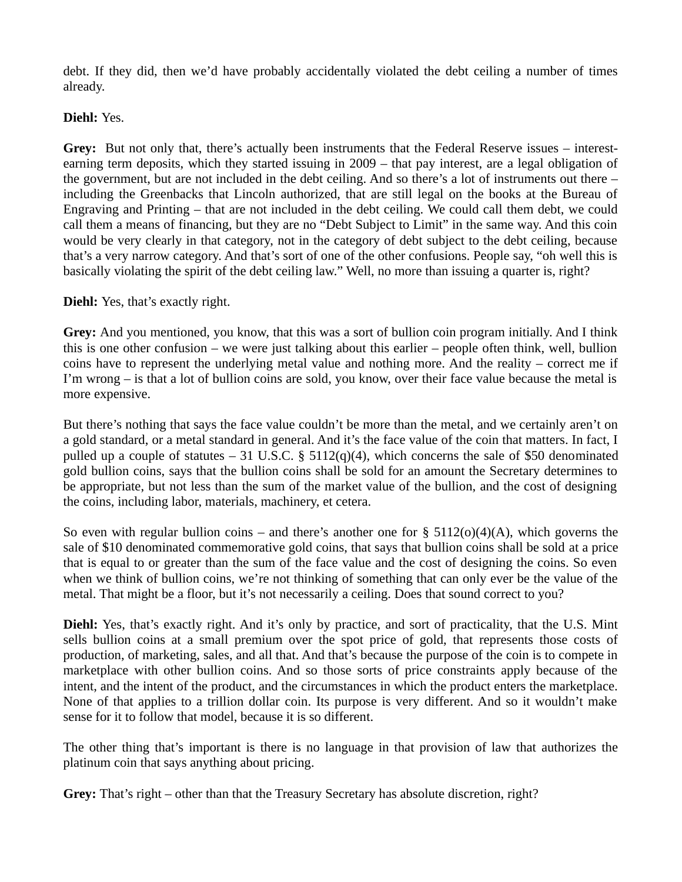debt. If they did, then we'd have probably accidentally violated the debt ceiling a number of times already.

**Diehl:** Yes.

**Grey:** But not only that, there's actually been instruments that the Federal Reserve issues – interest-earning term deposits, which they started issuing in 2009 – that pay interest, are a legal obligation of the government, but are not included in the debt ceiling. And so there's a lot of instruments out there – including the Greenbacks that Lincoln authorized, that are still legal on the books at the Bureau of Engraving and Printing – that are not included in the debt ceiling. We could call them debt, we could call them a means of financing, but they are no "Debt Subject to Limit" in the same way. And this coin would be very clearly in that category, not in the category of debt subject to the debt ceiling, because that's a very narrow category. And that's sort of one of the other confusions. People say, "oh well this is basically violating the spirit of the debt ceiling law." Well, no more than issuing a quarter is, right?

**Diehl:** Yes, that's exactly right.

**Grey:** And you mentioned, you know, that this was a sort of bullion coin program initially. And I think this is one other confusion – we were just talking about this earlier – people often think, well, bullion coins have to represent the underlying metal value and nothing more. And the reality – correct me if I'm wrong – is that a lot of bullion coins are sold, you know, over their face value because the metal is more expensive.

But there's nothing that says the face value couldn't be more than the metal, and we certainly aren't on a gold standard, or a metal standard in general. And it's the face value of the coin that matters. In fact, I pulled up a couple of statutes – 31 U.S.C. § 5112(q)(4), which concerns the sale of $50 denominated gold bullion coins, says that the bullion coins shall be sold for an amount the Secretary determines to be appropriate, but not less than the sum of the market value of the bullion, and the cost of designing the coins, including labor, materials, machinery, et cetera.

So even with regular bullion coins – and there's another one for § 5112(o)(4)(A), which governs the sale of $10 denominated commemorative gold coins, that says that bullion coins shall be sold at a price that is equal to or greater than the sum of the face value and the cost of designing the coins. So even when we think of bullion coins, we're not thinking of something that can only ever be the value of the metal. That might be a floor, but it's not necessarily a ceiling. Does that sound correct to you?

**Diehl:** Yes, that's exactly right. And it's only by practice, and sort of practicality, that the U.S. Mint sells bullion coins at a small premium over the spot price of gold, that represents those costs of production, of marketing, sales, and all that. And that's because the purpose of the coin is to compete in marketplace with other bullion coins. And so those sorts of price constraints apply because of the intent, and the intent of the product, and the circumstances in which the product enters the marketplace. None of that applies to a trillion dollar coin. Its purpose is very different. And so it wouldn't make sense for it to follow that model, because it is so different.

The other thing that's important is there is no language in that provision of law that authorizes the platinum coin that says anything about pricing.

**Grey:** That's right – other than that the Treasury Secretary has absolute discretion, right?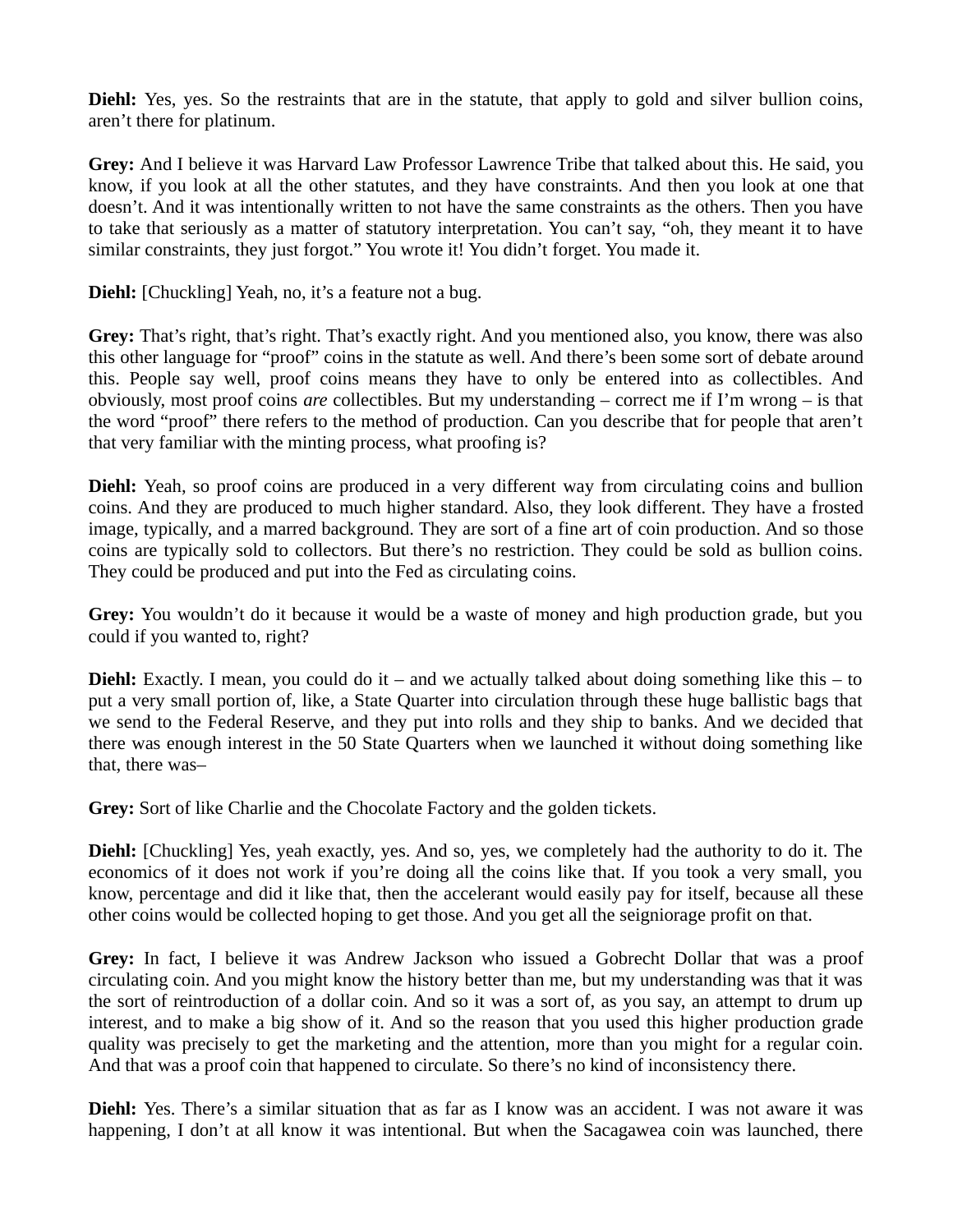**Diehl:** Yes, yes. So the restraints that are in the statute, that apply to gold and silver bullion coins, aren't there for platinum.

**Grey:** And I believe it was Harvard Law Professor Lawrence Tribe that talked about this. He said, you know, if you look at all the other statutes, and they have constraints. And then you look at one that doesn't. And it was intentionally written to not have the same constraints as the others. Then you have to take that seriously as a matter of statutory interpretation. You can't say, "oh, they meant it to have similar constraints, they just forgot." You wrote it! You didn't forget. You made it.

**Diehl:** [Chuckling] Yeah, no, it's a feature not a bug.

**Grey:** That's right, that's right. That's exactly right. And you mentioned also, you know, there was also this other language for "proof" coins in the statute as well. And there's been some sort of debate around this. People say well, proof coins means they have to only be entered into as collectibles. And obviously, most proof coins *are* collectibles. But my understanding – correct me if I'm wrong – is that the word "proof" there refers to the method of production. Can you describe that for people that aren't that very familiar with the minting process, what proofing is?

**Diehl:** Yeah, so proof coins are produced in a very different way from circulating coins and bullion coins. And they are produced to much higher standard. Also, they look different. They have a frosted image, typically, and a marred background. They are sort of a fine art of coin production. And so those coins are typically sold to collectors. But there's no restriction. They could be sold as bullion coins. They could be produced and put into the Fed as circulating coins.

**Grey:** You wouldn't do it because it would be a waste of money and high production grade, but you could if you wanted to, right?

**Diehl:** Exactly. I mean, you could do it – and we actually talked about doing something like this – to put a very small portion of, like, a State Quarter into circulation through these huge ballistic bags that we send to the Federal Reserve, and they put into rolls and they ship to banks. And we decided that there was enough interest in the 50 State Quarters when we launched it without doing something like that, there was–

**Grey:** Sort of like Charlie and the Chocolate Factory and the golden tickets.

**Diehl:** [Chuckling] Yes, yeah exactly, yes. And so, yes, we completely had the authority to do it. The economics of it does not work if you're doing all the coins like that. If you took a very small, you know, percentage and did it like that, then the accelerant would easily pay for itself, because all these other coins would be collected hoping to get those. And you get all the seigniorage profit on that.

**Grey:** In fact, I believe it was Andrew Jackson who issued a Gobrecht Dollar that was a proof circulating coin. And you might know the history better than me, but my understanding was that it was the sort of reintroduction of a dollar coin. And so it was a sort of, as you say, an attempt to drum up interest, and to make a big show of it. And so the reason that you used this higher production grade quality was precisely to get the marketing and the attention, more than you might for a regular coin. And that was a proof coin that happened to circulate. So there's no kind of inconsistency there.

**Diehl:** Yes. There's a similar situation that as far as I know was an accident. I was not aware it was happening, I don't at all know it was intentional. But when the Sacagawea coin was launched, there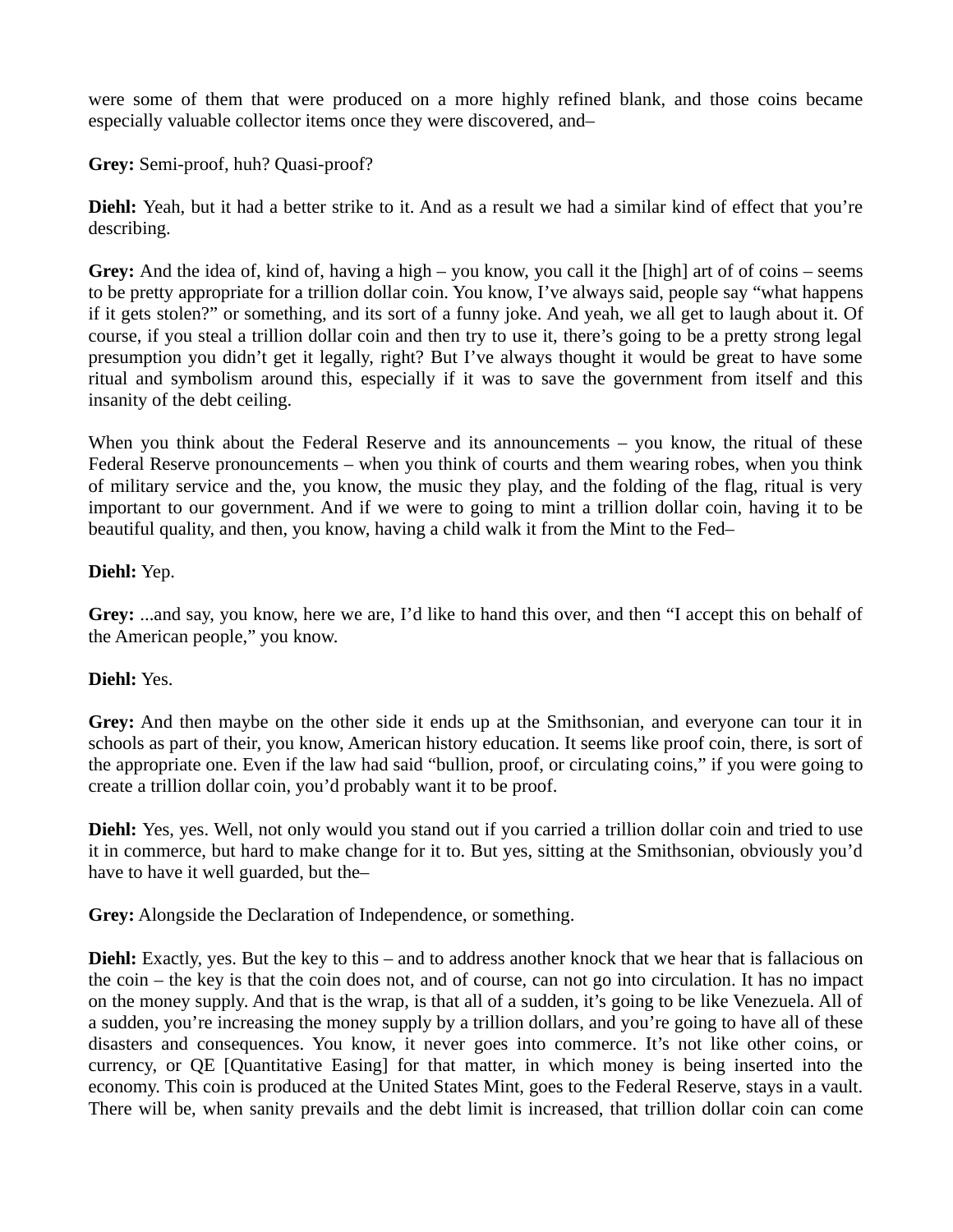were some of them that were produced on a more highly refined blank, and those coins became especially valuable collector items once they were discovered, and–

**Grey:** Semi-proof, huh? Quasi-proof?

**Diehl:** Yeah, but it had a better strike to it. And as a result we had a similar kind of effect that you're describing.

**Grey:** And the idea of, kind of, having a high – you know, you call it the [high] art of of coins – seems to be pretty appropriate for a trillion dollar coin. You know, I've always said, people say "what happens if it gets stolen?" or something, and its sort of a funny joke. And yeah, we all get to laugh about it. Of course, if you steal a trillion dollar coin and then try to use it, there's going to be a pretty strong legal presumption you didn't get it legally, right? But I've always thought it would be great to have some ritual and symbolism around this, especially if it was to save the government from itself and this insanity of the debt ceiling.

When you think about the Federal Reserve and its announcements – you know, the ritual of these Federal Reserve pronouncements – when you think of courts and them wearing robes, when you think of military service and the, you know, the music they play, and the folding of the flag, ritual is very important to our government. And if we were to going to mint a trillion dollar coin, having it to be beautiful quality, and then, you know, having a child walk it from the Mint to the Fed–

**Diehl:** Yep.

**Grey:** ...and say, you know, here we are, I'd like to hand this over, and then "I accept this on behalf of the American people," you know.

**Diehl:** Yes.

**Grey:** And then maybe on the other side it ends up at the Smithsonian, and everyone can tour it in schools as part of their, you know, American history education. It seems like proof coin, there, is sort of the appropriate one. Even if the law had said "bullion, proof, or circulating coins," if you were going to create a trillion dollar coin, you'd probably want it to be proof.

**Diehl:** Yes, yes. Well, not only would you stand out if you carried a trillion dollar coin and tried to use it in commerce, but hard to make change for it to. But yes, sitting at the Smithsonian, obviously you'd have to have it well guarded, but the–

**Grey:** Alongside the Declaration of Independence, or something.

**Diehl:** Exactly, yes. But the key to this – and to address another knock that we hear that is fallacious on the coin – the key is that the coin does not, and of course, can not go into circulation. It has no impact on the money supply. And that is the wrap, is that all of a sudden, it's going to be like Venezuela. All of a sudden, you're increasing the money supply by a trillion dollars, and you're going to have all of these disasters and consequences. You know, it never goes into commerce. It's not like other coins, or currency, or QE [Quantitative Easing] for that matter, in which money is being inserted into the economy. This coin is produced at the United States Mint, goes to the Federal Reserve, stays in a vault. There will be, when sanity prevails and the debt limit is increased, that trillion dollar coin can come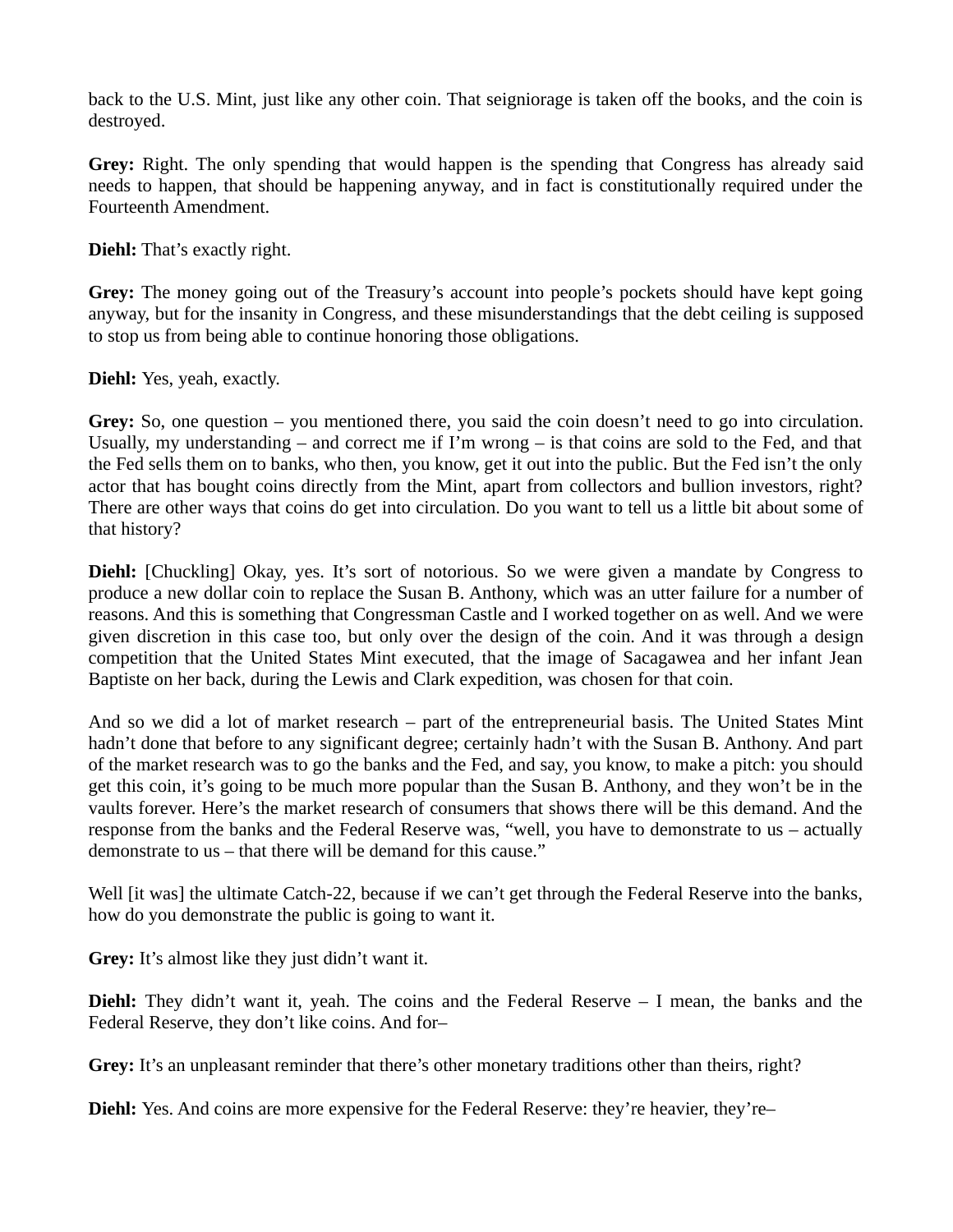back to the U.S. Mint, just like any other coin. That seigniorage is taken off the books, and the coin is destroyed.

**Grey:** Right. The only spending that would happen is the spending that Congress has already said needs to happen, that should be happening anyway, and in fact is constitutionally required under the Fourteenth Amendment.

**Diehl:** That's exactly right.

**Grey:** The money going out of the Treasury's account into people's pockets should have kept going anyway, but for the insanity in Congress, and these misunderstandings that the debt ceiling is supposed to stop us from being able to continue honoring those obligations.

**Diehl:** Yes, yeah, exactly.

**Grey:** So, one question – you mentioned there, you said the coin doesn't need to go into circulation. Usually, my understanding – and correct me if I'm wrong – is that coins are sold to the Fed, and that the Fed sells them on to banks, who then, you know, get it out into the public. But the Fed isn't the only actor that has bought coins directly from the Mint, apart from collectors and bullion investors, right? There are other ways that coins do get into circulation. Do you want to tell us a little bit about some of that history?

**Diehl:** [Chuckling] Okay, yes. It's sort of notorious. So we were given a mandate by Congress to produce a new dollar coin to replace the Susan B. Anthony, which was an utter failure for a number of reasons. And this is something that Congressman Castle and I worked together on as well. And we were given discretion in this case too, but only over the design of the coin. And it was through a design competition that the United States Mint executed, that the image of Sacagawea and her infant Jean Baptiste on her back, during the Lewis and Clark expedition, was chosen for that coin.

And so we did a lot of market research – part of the entrepreneurial basis. The United States Mint hadn't done that before to any significant degree; certainly hadn't with the Susan B. Anthony. And part of the market research was to go the banks and the Fed, and say, you know, to make a pitch: you should get this coin, it's going to be much more popular than the Susan B. Anthony, and they won't be in the vaults forever. Here's the market research of consumers that shows there will be this demand. And the response from the banks and the Federal Reserve was, "well, you have to demonstrate to us – actually demonstrate to us – that there will be demand for this cause."

Well [it was] the ultimate Catch-22, because if we can't get through the Federal Reserve into the banks, how do you demonstrate the public is going to want it.

**Grey:** It's almost like they just didn't want it.

**Diehl:** They didn't want it, yeah. The coins and the Federal Reserve – I mean, the banks and the Federal Reserve, they don't like coins. And for–

**Grey:** It's an unpleasant reminder that there's other monetary traditions other than theirs, right?

**Diehl:** Yes. And coins are more expensive for the Federal Reserve: they're heavier, they're–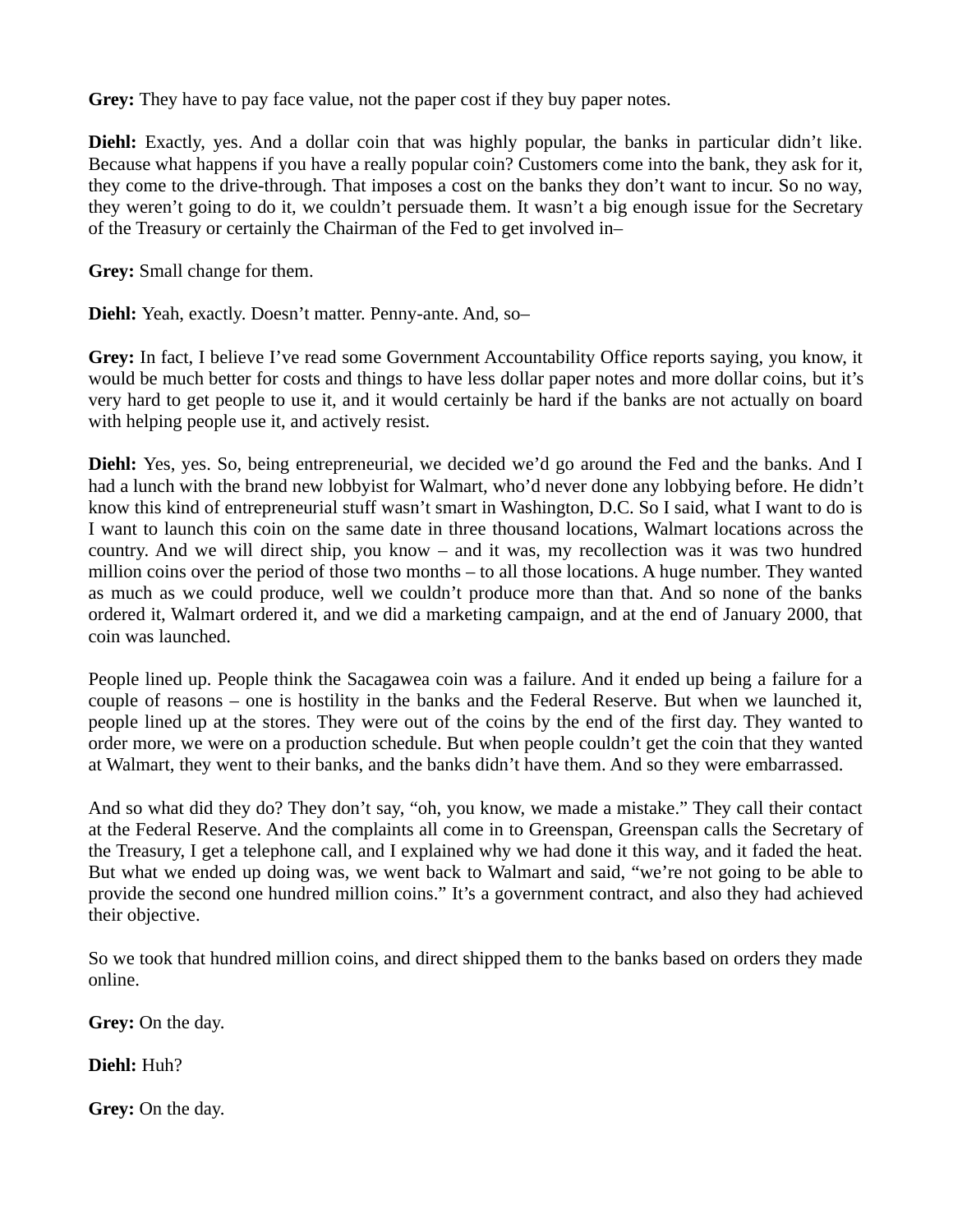**Grey:** They have to pay face value, not the paper cost if they buy paper notes.

**Diehl:** Exactly, yes. And a dollar coin that was highly popular, the banks in particular didn't like. Because what happens if you have a really popular coin? Customers come into the bank, they ask for it, they come to the drive-through. That imposes a cost on the banks they don't want to incur. So no way, they weren't going to do it, we couldn't persuade them. It wasn't a big enough issue for the Secretary of the Treasury or certainly the Chairman of the Fed to get involved in–

**Grey:** Small change for them.

**Diehl:** Yeah, exactly. Doesn't matter. Penny-ante. And, so–

**Grey:** In fact, I believe I've read some Government Accountability Office reports saying, you know, it would be much better for costs and things to have less dollar paper notes and more dollar coins, but it's very hard to get people to use it, and it would certainly be hard if the banks are not actually on board with helping people use it, and actively resist.

**Diehl:** Yes, yes. So, being entrepreneurial, we decided we'd go around the Fed and the banks. And I had a lunch with the brand new lobbyist for Walmart, who'd never done any lobbying before. He didn't know this kind of entrepreneurial stuff wasn't smart in Washington, D.C. So I said, what I want to do is I want to launch this coin on the same date in three thousand locations, Walmart locations across the country. And we will direct ship, you know – and it was, my recollection was it was two hundred million coins over the period of those two months – to all those locations. A huge number. They wanted as much as we could produce, well we couldn't produce more than that. And so none of the banks ordered it, Walmart ordered it, and we did a marketing campaign, and at the end of January 2000, that coin was launched.

People lined up. People think the Sacagawea coin was a failure. And it ended up being a failure for a couple of reasons – one is hostility in the banks and the Federal Reserve. But when we launched it, people lined up at the stores. They were out of the coins by the end of the first day. They wanted to order more, we were on a production schedule. But when people couldn't get the coin that they wanted at Walmart, they went to their banks, and the banks didn't have them. And so they were embarrassed.

And so what did they do? They don't say, "oh, you know, we made a mistake." They call their contact at the Federal Reserve. And the complaints all come in to Greenspan, Greenspan calls the Secretary of the Treasury, I get a telephone call, and I explained why we had done it this way, and it faded the heat. But what we ended up doing was, we went back to Walmart and said, "we're not going to be able to provide the second one hundred million coins." It's a government contract, and also they had achieved their objective.

So we took that hundred million coins, and direct shipped them to the banks based on orders they made online.

**Grey:** On the day.

**Diehl:** Huh?

**Grey:** On the day.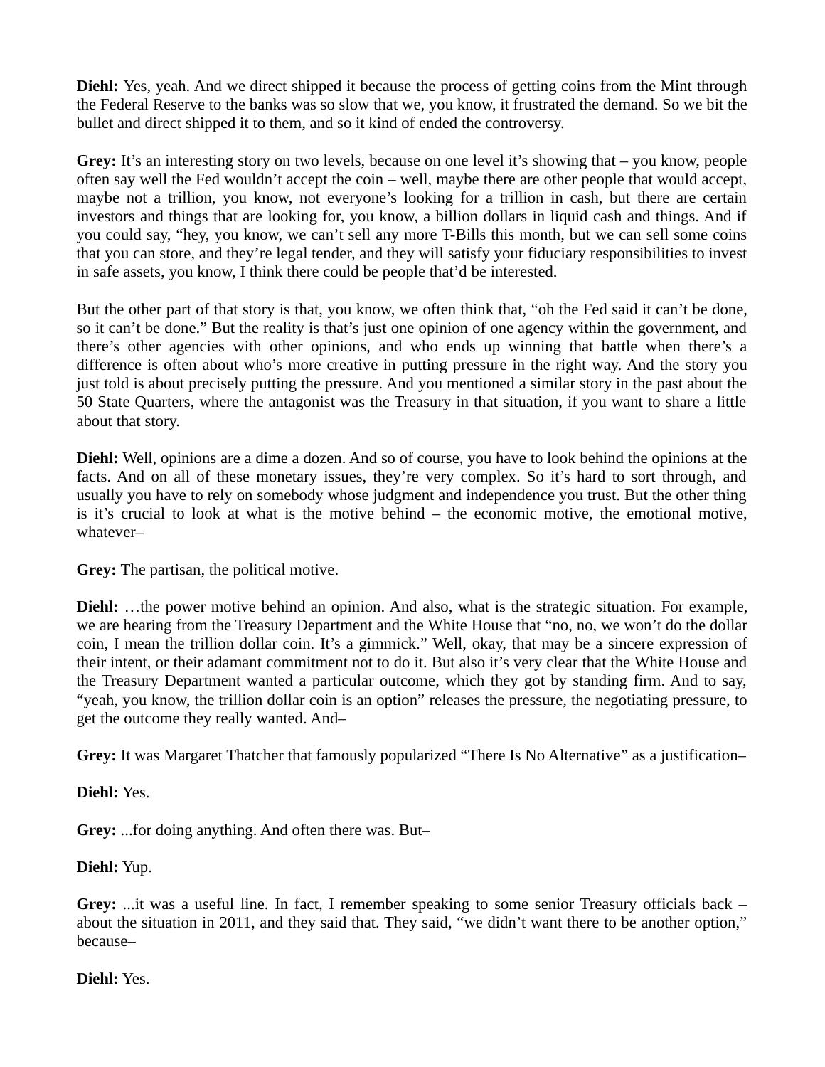**Diehl:** Yes, yeah. And we direct shipped it because the process of getting coins from the Mint through the Federal Reserve to the banks was so slow that we, you know, it frustrated the demand. So we bit the bullet and direct shipped it to them, and so it kind of ended the controversy.

**Grey:** It's an interesting story on two levels, because on one level it's showing that – you know, people often say well the Fed wouldn't accept the coin – well, maybe there are other people that would accept, maybe not a trillion, you know, not everyone's looking for a trillion in cash, but there are certain investors and things that are looking for, you know, a billion dollars in liquid cash and things. And if you could say, "hey, you know, we can't sell any more T-Bills this month, but we can sell some coins that you can store, and they're legal tender, and they will satisfy your fiduciary responsibilities to invest in safe assets, you know, I think there could be people that'd be interested.

But the other part of that story is that, you know, we often think that, "oh the Fed said it can't be done, so it can't be done." But the reality is that's just one opinion of one agency within the government, and there's other agencies with other opinions, and who ends up winning that battle when there's a difference is often about who's more creative in putting pressure in the right way. And the story you just told is about precisely putting the pressure. And you mentioned a similar story in the past about the 50 State Quarters, where the antagonist was the Treasury in that situation, if you want to share a little about that story.

**Diehl:** Well, opinions are a dime a dozen. And so of course, you have to look behind the opinions at the facts. And on all of these monetary issues, they're very complex. So it's hard to sort through, and usually you have to rely on somebody whose judgment and independence you trust. But the other thing is it's crucial to look at what is the motive behind – the economic motive, the emotional motive, whatever–

**Grey:** The partisan, the political motive.

**Diehl:** …the power motive behind an opinion. And also, what is the strategic situation. For example, we are hearing from the Treasury Department and the White House that "no, no, we won't do the dollar coin, I mean the trillion dollar coin. It's a gimmick." Well, okay, that may be a sincere expression of their intent, or their adamant commitment not to do it. But also it's very clear that the White House and the Treasury Department wanted a particular outcome, which they got by standing firm. And to say, "yeah, you know, the trillion dollar coin is an option" releases the pressure, the negotiating pressure, to get the outcome they really wanted. And–

**Grey:** It was Margaret Thatcher that famously popularized "There Is No Alternative" as a justification–

**Diehl:** Yes.

**Grey:** ...for doing anything. And often there was. But–

**Diehl:** Yup.

**Grey:** ...it was a useful line. In fact, I remember speaking to some senior Treasury officials back – about the situation in 2011, and they said that. They said, "we didn't want there to be another option," because–

**Diehl:** Yes.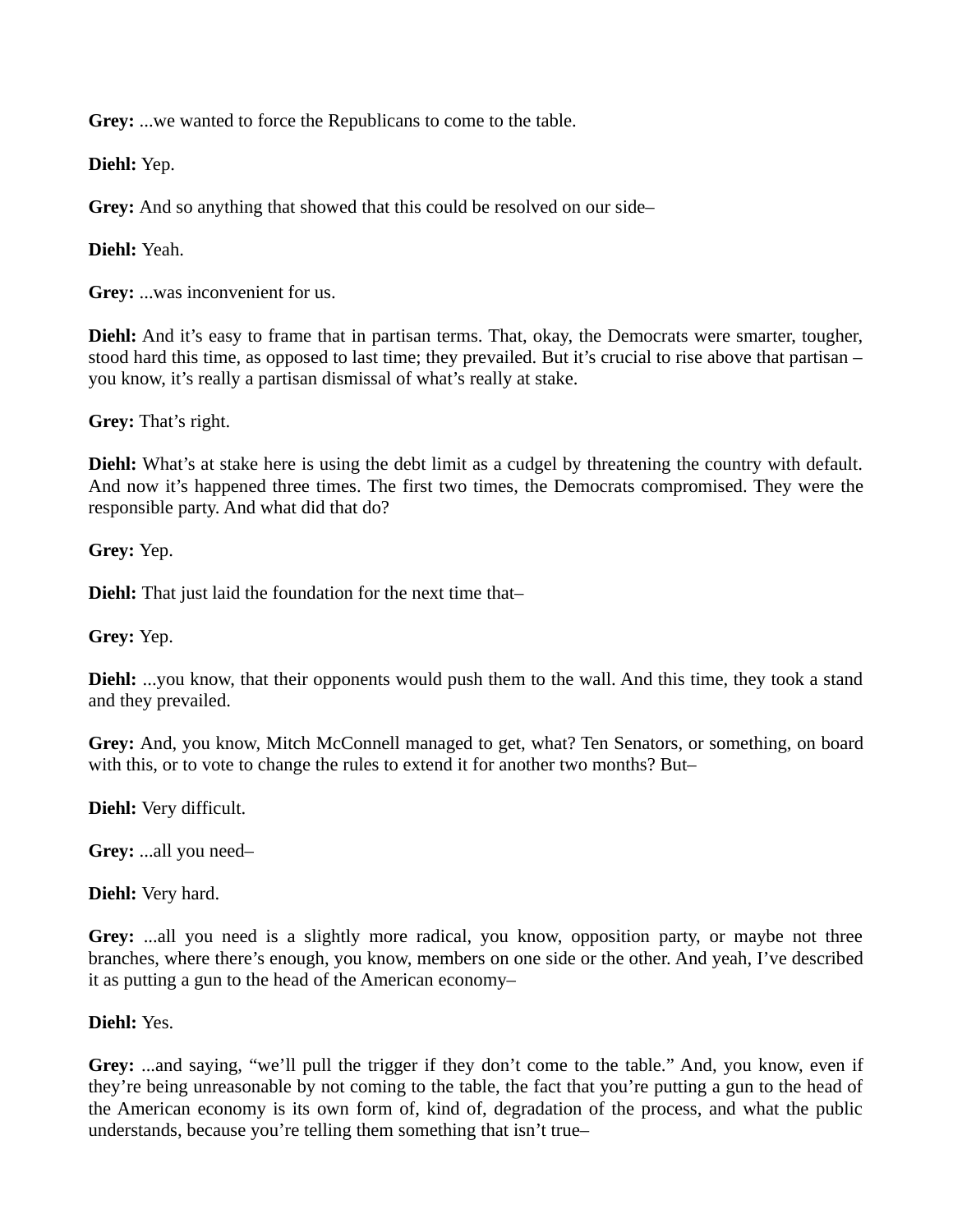**Grey:** ...we wanted to force the Republicans to come to the table.

**Diehl:** Yep.

**Grey:** And so anything that showed that this could be resolved on our side–

**Diehl:** Yeah.

**Grey:** ...was inconvenient for us.

**Diehl:** And it's easy to frame that in partisan terms. That, okay, the Democrats were smarter, tougher, stood hard this time, as opposed to last time; they prevailed. But it's crucial to rise above that partisan – you know, it's really a partisan dismissal of what's really at stake.

**Grey:** That's right.

**Diehl:** What's at stake here is using the debt limit as a cudgel by threatening the country with default. And now it's happened three times. The first two times, the Democrats compromised. They were the responsible party. And what did that do?

**Grey:** Yep.

**Diehl:** That just laid the foundation for the next time that–

**Grey:** Yep.

**Diehl:** ...you know, that their opponents would push them to the wall. And this time, they took a stand and they prevailed.

**Grey:** And, you know, Mitch McConnell managed to get, what? Ten Senators, or something, on board with this, or to vote to change the rules to extend it for another two months? But–

**Diehl:** Very difficult.

**Grey:** ...all you need–

**Diehl:** Very hard.

**Grey:** ...all you need is a slightly more radical, you know, opposition party, or maybe not three branches, where there's enough, you know, members on one side or the other. And yeah, I've described it as putting a gun to the head of the American economy–

**Diehl:** Yes.

**Grey:** ...and saying, "we'll pull the trigger if they don't come to the table." And, you know, even if they're being unreasonable by not coming to the table, the fact that you're putting a gun to the head of the American economy is its own form of, kind of, degradation of the process, and what the public understands, because you're telling them something that isn't true–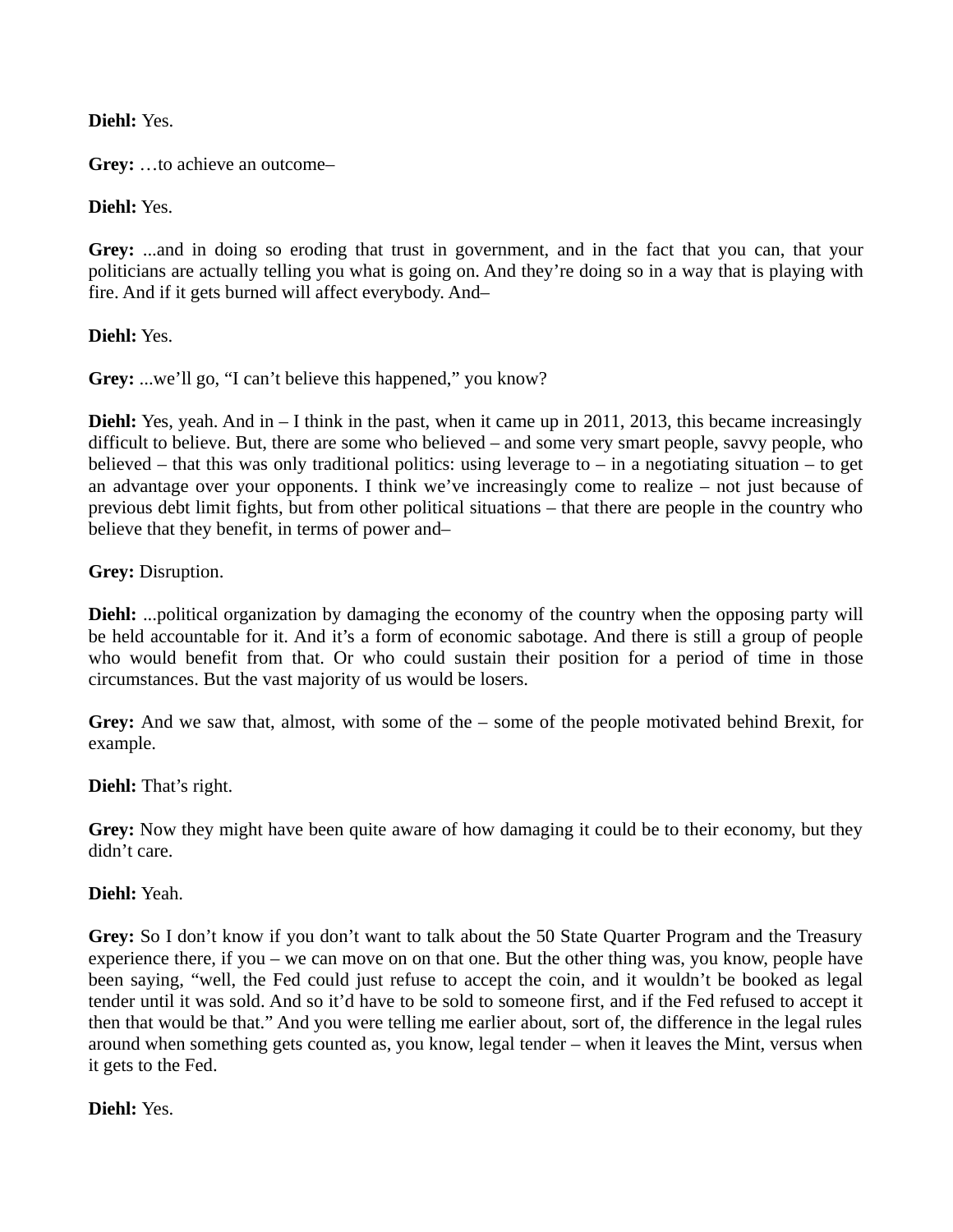**Diehl:** Yes.

**Grey:** …to achieve an outcome–

**Diehl:** Yes.

**Grey:** ...and in doing so eroding that trust in government, and in the fact that you can, that your politicians are actually telling you what is going on. And they're doing so in a way that is playing with fire. And if it gets burned will affect everybody. And–

**Diehl:** Yes.

**Grey:** ...we'll go, "I can't believe this happened," you know?

**Diehl:** Yes, yeah. And in – I think in the past, when it came up in 2011, 2013, this became increasingly difficult to believe. But, there are some who believed – and some very smart people, savvy people, who believed – that this was only traditional politics: using leverage to – in a negotiating situation – to get an advantage over your opponents. I think we've increasingly come to realize – not just because of previous debt limit fights, but from other political situations – that there are people in the country who believe that they benefit, in terms of power and–

**Grey:** Disruption.

**Diehl:** ...political organization by damaging the economy of the country when the opposing party will be held accountable for it. And it's a form of economic sabotage. And there is still a group of people who would benefit from that. Or who could sustain their position for a period of time in those circumstances. But the vast majority of us would be losers.

**Grey:** And we saw that, almost, with some of the – some of the people motivated behind Brexit, for example.

**Diehl:** That's right.

**Grey:** Now they might have been quite aware of how damaging it could be to their economy, but they didn't care.

**Diehl:** Yeah.

**Grey:** So I don't know if you don't want to talk about the 50 State Quarter Program and the Treasury experience there, if you – we can move on on that one. But the other thing was, you know, people have been saying, "well, the Fed could just refuse to accept the coin, and it wouldn't be booked as legal tender until it was sold. And so it'd have to be sold to someone first, and if the Fed refused to accept it then that would be that." And you were telling me earlier about, sort of, the difference in the legal rules around when something gets counted as, you know, legal tender – when it leaves the Mint, versus when it gets to the Fed.

**Diehl:** Yes.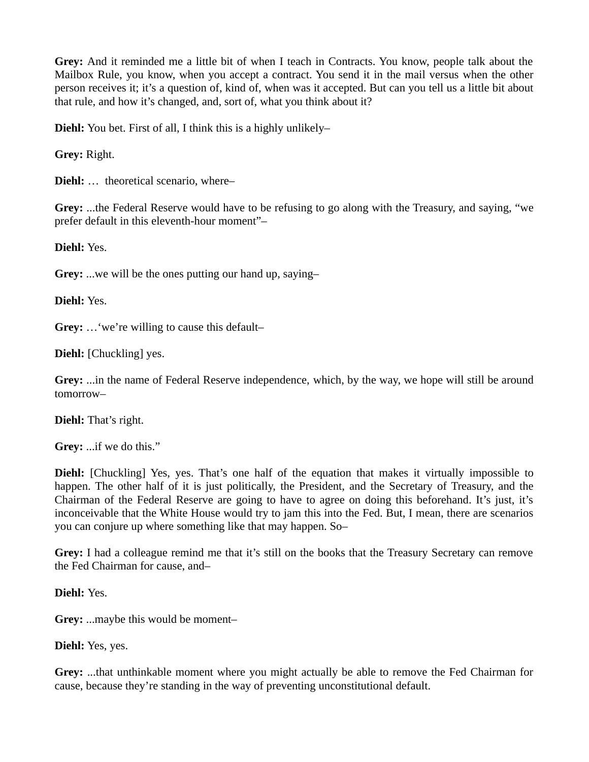**Grey:** And it reminded me a little bit of when I teach in Contracts. You know, people talk about the Mailbox Rule, you know, when you accept a contract. You send it in the mail versus when the other person receives it; it's a question of, kind of, when was it accepted. But can you tell us a little bit about that rule, and how it's changed, and, sort of, what you think about it?

**Diehl:** You bet. First of all, I think this is a highly unlikely–

**Grey:** Right.

**Diehl:** … theoretical scenario, where–

**Grey:** ...the Federal Reserve would have to be refusing to go along with the Treasury, and saying, "we prefer default in this eleventh-hour moment"–

**Diehl:** Yes.

**Grey:** ...we will be the ones putting our hand up, saying–

**Diehl:** Yes.

**Grey:** …'we're willing to cause this default–

**Diehl:** [Chuckling] yes.

**Grey:** ...in the name of Federal Reserve independence, which, by the way, we hope will still be around tomorrow–

**Diehl:** That's right.

**Grey:** ...if we do this."

**Diehl:** [Chuckling] Yes, yes. That's one half of the equation that makes it virtually impossible to happen. The other half of it is just politically, the President, and the Secretary of Treasury, and the Chairman of the Federal Reserve are going to have to agree on doing this beforehand. It's just, it's inconceivable that the White House would try to jam this into the Fed. But, I mean, there are scenarios you can conjure up where something like that may happen. So–

**Grey:** I had a colleague remind me that it's still on the books that the Treasury Secretary can remove the Fed Chairman for cause, and–

**Diehl:** Yes.

**Grey:** ...maybe this would be moment–

**Diehl:** Yes, yes.

**Grey:** ...that unthinkable moment where you might actually be able to remove the Fed Chairman for cause, because they're standing in the way of preventing unconstitutional default.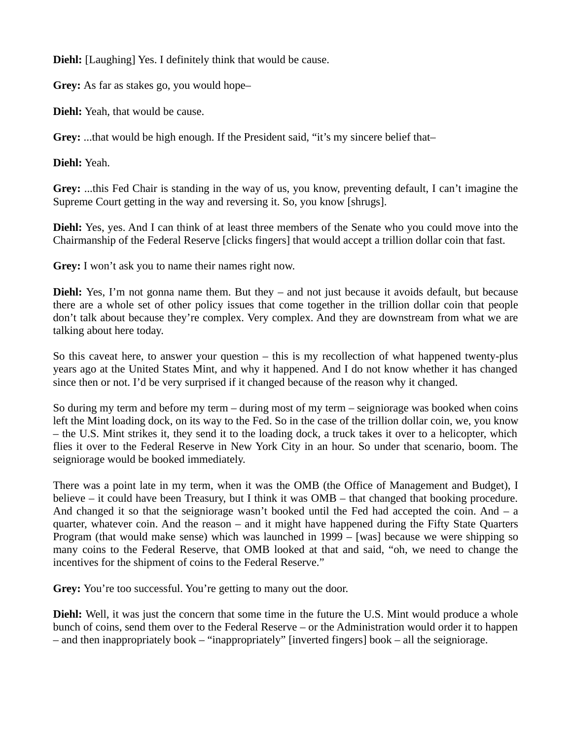**Diehl:** [Laughing] Yes. I definitely think that would be cause.

**Grey:** As far as stakes go, you would hope–

**Diehl:** Yeah, that would be cause.

**Grey:** ...that would be high enough. If the President said, "it's my sincere belief that–

**Diehl:** Yeah.

**Grey:** ...this Fed Chair is standing in the way of us, you know, preventing default, I can't imagine the Supreme Court getting in the way and reversing it. So, you know [shrugs].

**Diehl:** Yes, yes. And I can think of at least three members of the Senate who you could move into the Chairmanship of the Federal Reserve [clicks fingers] that would accept a trillion dollar coin that fast.

**Grey:** I won't ask you to name their names right now.

**Diehl:** Yes, I'm not gonna name them. But they – and not just because it avoids default, but because there are a whole set of other policy issues that come together in the trillion dollar coin that people don't talk about because they're complex. Very complex. And they are downstream from what we are talking about here today.

So this caveat here, to answer your question – this is my recollection of what happened twenty-plus years ago at the United States Mint, and why it happened. And I do not know whether it has changed since then or not. I'd be very surprised if it changed because of the reason why it changed.

So during my term and before my term – during most of my term – seigniorage was booked when coins left the Mint loading dock, on its way to the Fed. So in the case of the trillion dollar coin, we, you know – the U.S. Mint strikes it, they send it to the loading dock, a truck takes it over to a helicopter, which flies it over to the Federal Reserve in New York City in an hour. So under that scenario, boom. The seigniorage would be booked immediately.

There was a point late in my term, when it was the OMB (the Office of Management and Budget), I believe – it could have been Treasury, but I think it was OMB – that changed that booking procedure. And changed it so that the seigniorage wasn't booked until the Fed had accepted the coin. And – a quarter, whatever coin. And the reason – and it might have happened during the Fifty State Quarters Program (that would make sense) which was launched in 1999 – [was] because we were shipping so many coins to the Federal Reserve, that OMB looked at that and said, "oh, we need to change the incentives for the shipment of coins to the Federal Reserve."

**Grey:** You're too successful. You're getting to many out the door.

**Diehl:** Well, it was just the concern that some time in the future the U.S. Mint would produce a whole bunch of coins, send them over to the Federal Reserve – or the Administration would order it to happen – and then inappropriately book – "inappropriately" [inverted fingers] book – all the seigniorage.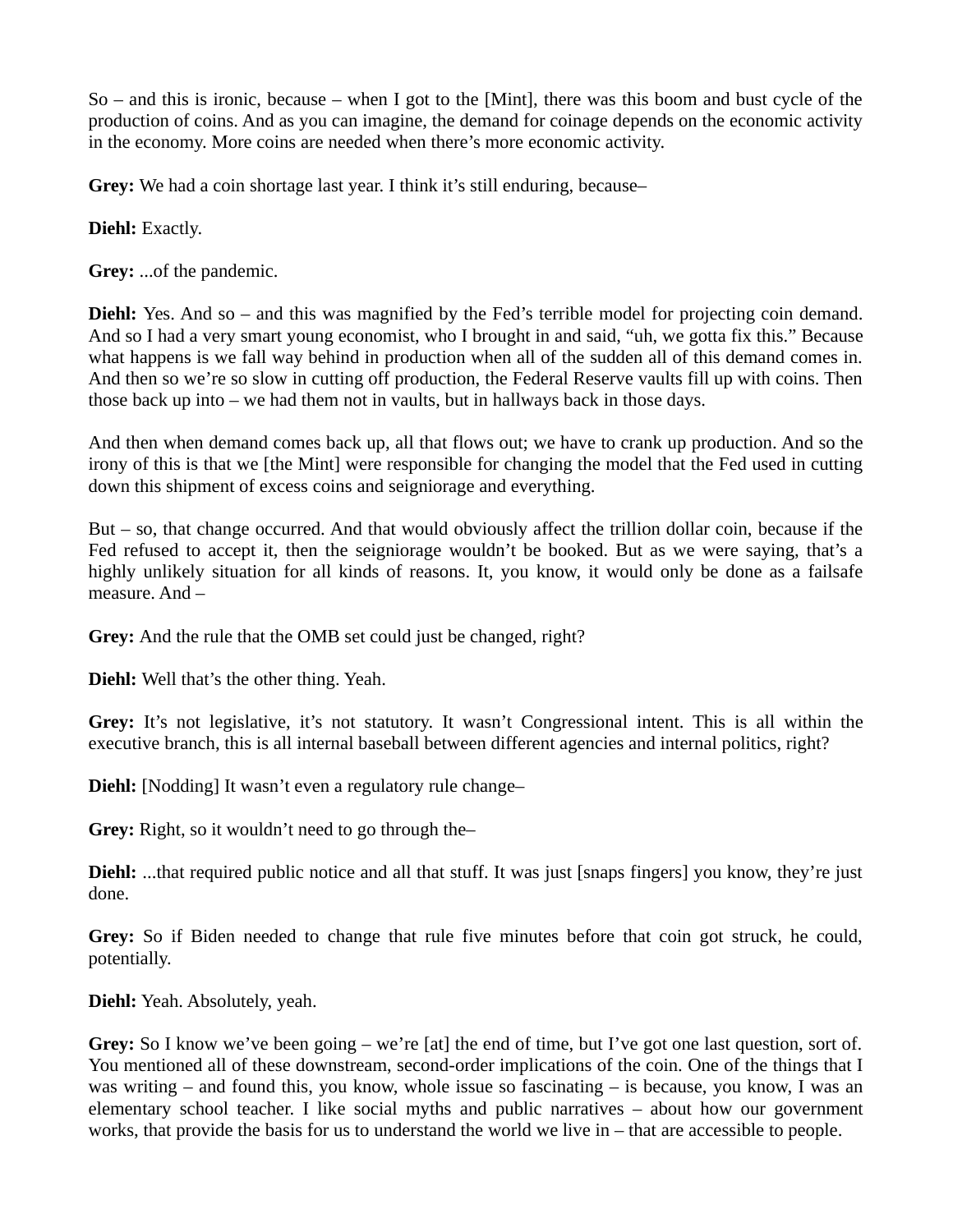So – and this is ironic, because – when I got to the [Mint], there was this boom and bust cycle of the production of coins. And as you can imagine, the demand for coinage depends on the economic activity in the economy. More coins are needed when there's more economic activity.

**Grey:** We had a coin shortage last year. I think it's still enduring, because–

**Diehl:** Exactly.

**Grey:** ...of the pandemic.

**Diehl:** Yes. And so – and this was magnified by the Fed's terrible model for projecting coin demand. And so I had a very smart young economist, who I brought in and said, "uh, we gotta fix this." Because what happens is we fall way behind in production when all of the sudden all of this demand comes in. And then so we're so slow in cutting off production, the Federal Reserve vaults fill up with coins. Then those back up into – we had them not in vaults, but in hallways back in those days.

And then when demand comes back up, all that flows out; we have to crank up production. And so the irony of this is that we [the Mint] were responsible for changing the model that the Fed used in cutting down this shipment of excess coins and seigniorage and everything.

But – so, that change occurred. And that would obviously affect the trillion dollar coin, because if the Fed refused to accept it, then the seigniorage wouldn't be booked. But as we were saying, that's a highly unlikely situation for all kinds of reasons. It, you know, it would only be done as a failsafe measure. And –

**Grey:** And the rule that the OMB set could just be changed, right?

**Diehl:** Well that's the other thing. Yeah.

**Grey:** It's not legislative, it's not statutory. It wasn't Congressional intent. This is all within the executive branch, this is all internal baseball between different agencies and internal politics, right?

**Diehl:** [Nodding] It wasn't even a regulatory rule change–

**Grey:** Right, so it wouldn't need to go through the–

**Diehl:** ...that required public notice and all that stuff. It was just [snaps fingers] you know, they're just done.

**Grey:** So if Biden needed to change that rule five minutes before that coin got struck, he could, potentially.

**Diehl:** Yeah. Absolutely, yeah.

**Grey:** So I know we've been going – we're [at] the end of time, but I've got one last question, sort of. You mentioned all of these downstream, second-order implications of the coin. One of the things that I was writing – and found this, you know, whole issue so fascinating – is because, you know, I was an elementary school teacher. I like social myths and public narratives – about how our government works, that provide the basis for us to understand the world we live in – that are accessible to people.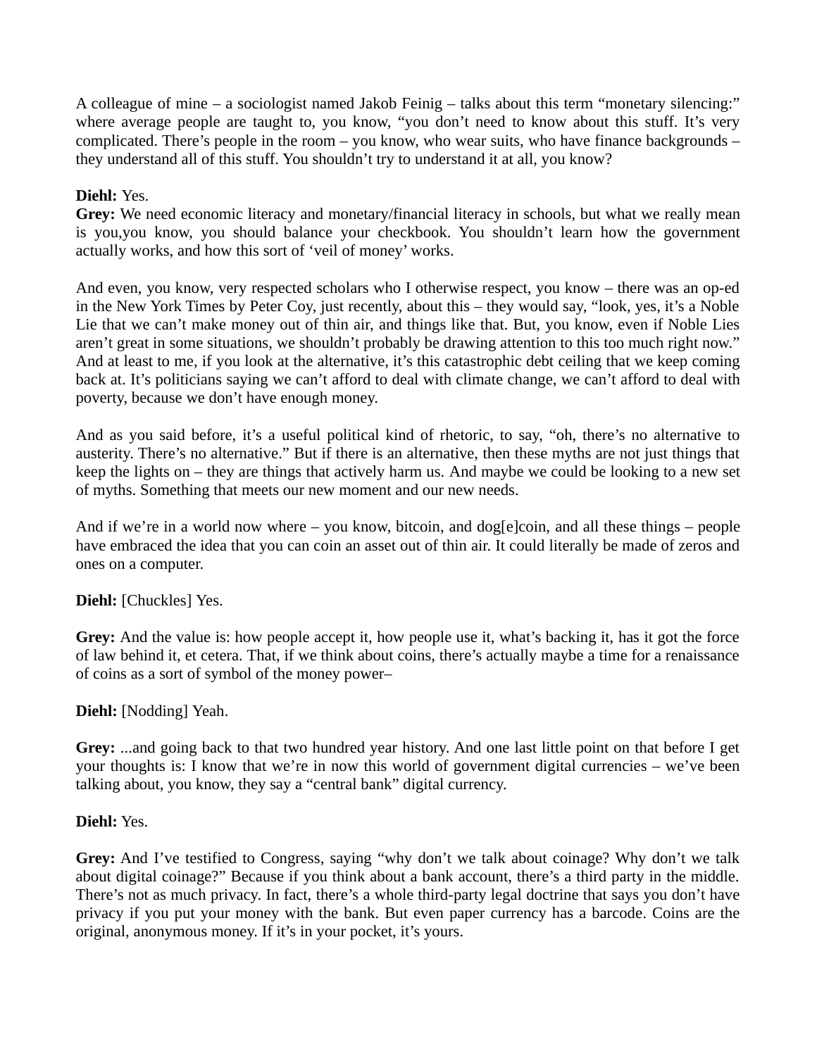A colleague of mine – a sociologist named Jakob Feinig – talks about this term "monetary silencing:" where average people are taught to, you know, "you don't need to know about this stuff. It's very complicated. There's people in the room – you know, who wear suits, who have finance backgrounds – they understand all of this stuff. You shouldn't try to understand it at all, you know?

**Diehl:** Yes.

**Grey:** We need economic literacy and monetary/financial literacy in schools, but what we really mean is you,you know, you should balance your checkbook. You shouldn't learn how the government actually works, and how this sort of 'veil of money' works.

And even, you know, very respected scholars who I otherwise respect, you know – there was an op-ed in the New York Times by Peter Coy, just recently, about this – they would say, "look, yes, it's a Noble Lie that we can't make money out of thin air, and things like that. But, you know, even if Noble Lies aren't great in some situations, we shouldn't probably be drawing attention to this too much right now." And at least to me, if you look at the alternative, it's this catastrophic debt ceiling that we keep coming back at. It's politicians saying we can't afford to deal with climate change, we can't afford to deal with poverty, because we don't have enough money.

And as you said before, it's a useful political kind of rhetoric, to say, "oh, there's no alternative to austerity. There's no alternative." But if there is an alternative, then these myths are not just things that keep the lights on – they are things that actively harm us. And maybe we could be looking to a new set of myths. Something that meets our new moment and our new needs.

And if we're in a world now where – you know, bitcoin, and dog[e]coin, and all these things – people have embraced the idea that you can coin an asset out of thin air. It could literally be made of zeros and ones on a computer.

**Diehl:** [Chuckles] Yes.

**Grey:** And the value is: how people accept it, how people use it, what's backing it, has it got the force of law behind it, et cetera. That, if we think about coins, there's actually maybe a time for a renaissance of coins as a sort of symbol of the money power–

**Diehl:** [Nodding] Yeah.

**Grey:** ...and going back to that two hundred year history. And one last little point on that before I get your thoughts is: I know that we're in now this world of government digital currencies – we've been talking about, you know, they say a "central bank" digital currency.

**Diehl:** Yes.

**Grey:** And I've testified to Congress, saying "why don't we talk about coinage? Why don't we talk about digital coinage?" Because if you think about a bank account, there's a third party in the middle. There's not as much privacy. In fact, there's a whole third-party legal doctrine that says you don't have privacy if you put your money with the bank. But even paper currency has a barcode. Coins are the original, anonymous money. If it's in your pocket, it's yours.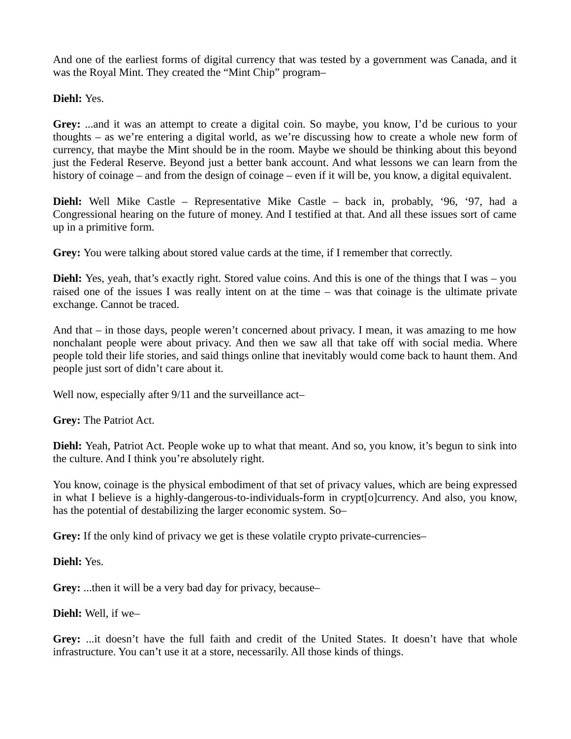And one of the earliest forms of digital currency that was tested by a government was Canada, and it was the Royal Mint. They created the "Mint Chip" program–

**Diehl:** Yes.

**Grey:** ...and it was an attempt to create a digital coin. So maybe, you know, I'd be curious to your thoughts – as we're entering a digital world, as we're discussing how to create a whole new form of currency, that maybe the Mint should be in the room. Maybe we should be thinking about this beyond just the Federal Reserve. Beyond just a better bank account. And what lessons we can learn from the history of coinage – and from the design of coinage – even if it will be, you know, a digital equivalent.

**Diehl:** Well Mike Castle – Representative Mike Castle – back in, probably, '96, '97, had a Congressional hearing on the future of money. And I testified at that. And all these issues sort of came up in a primitive form.

**Grey:** You were talking about stored value cards at the time, if I remember that correctly.

**Diehl:** Yes, yeah, that's exactly right. Stored value coins. And this is one of the things that I was – you raised one of the issues I was really intent on at the time – was that coinage is the ultimate private exchange. Cannot be traced.

And that – in those days, people weren't concerned about privacy. I mean, it was amazing to me how nonchalant people were about privacy. And then we saw all that take off with social media. Where people told their life stories, and said things online that inevitably would come back to haunt them. And people just sort of didn't care about it.

Well now, especially after 9/11 and the surveillance act–

**Grey:** The Patriot Act.

**Diehl:** Yeah, Patriot Act. People woke up to what that meant. And so, you know, it's begun to sink into the culture. And I think you're absolutely right.

You know, coinage is the physical embodiment of that set of privacy values, which are being expressed in what I believe is a highly-dangerous-to-individuals-form in crypt[o]currency. And also, you know, has the potential of destabilizing the larger economic system. So–

**Grey:** If the only kind of privacy we get is these volatile crypto private-currencies–

**Diehl:** Yes.

**Grey:** ...then it will be a very bad day for privacy, because–

**Diehl:** Well, if we–

**Grey:** ...it doesn't have the full faith and credit of the United States. It doesn't have that whole infrastructure. You can't use it at a store, necessarily. All those kinds of things.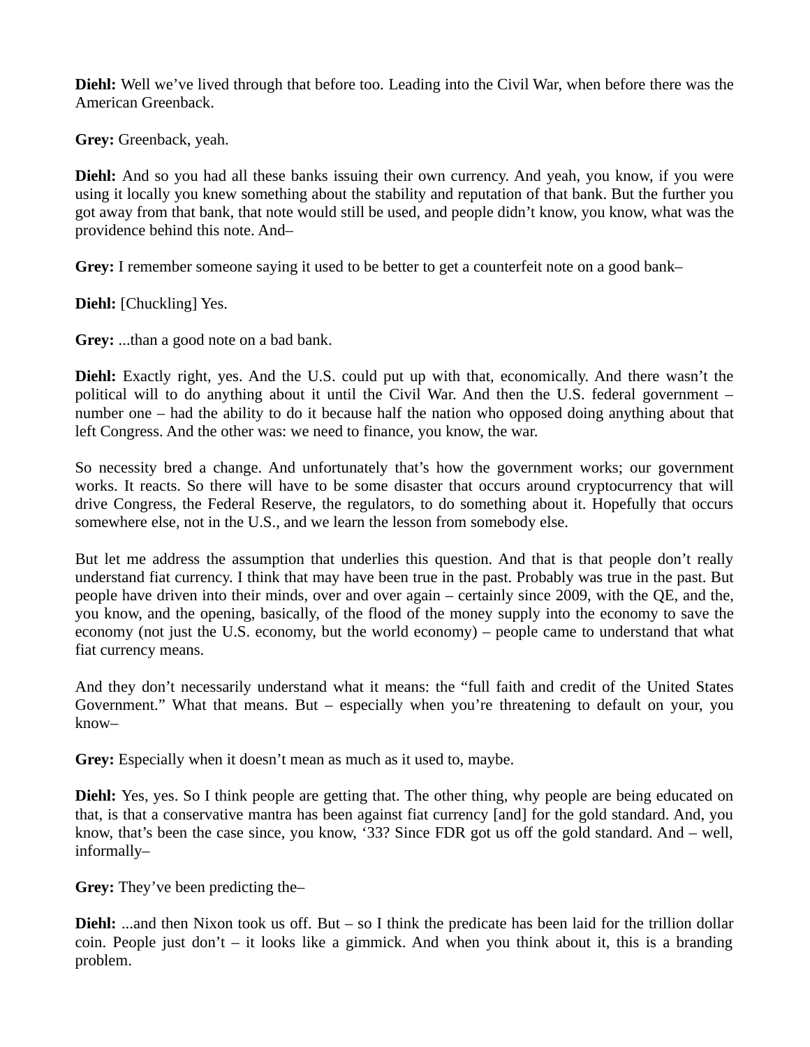**Diehl:** Well we've lived through that before too. Leading into the Civil War, when before there was the American Greenback.

**Grey:** Greenback, yeah.

**Diehl:** And so you had all these banks issuing their own currency. And yeah, you know, if you were using it locally you knew something about the stability and reputation of that bank. But the further you got away from that bank, that note would still be used, and people didn't know, you know, what was the providence behind this note. And–

**Grey:** I remember someone saying it used to be better to get a counterfeit note on a good bank–

**Diehl:** [Chuckling] Yes.

**Grey:** ...than a good note on a bad bank.

**Diehl:** Exactly right, yes. And the U.S. could put up with that, economically. And there wasn't the political will to do anything about it until the Civil War. And then the U.S. federal government – number one – had the ability to do it because half the nation who opposed doing anything about that left Congress. And the other was: we need to finance, you know, the war.

So necessity bred a change. And unfortunately that's how the government works; our government works. It reacts. So there will have to be some disaster that occurs around cryptocurrency that will drive Congress, the Federal Reserve, the regulators, to do something about it. Hopefully that occurs somewhere else, not in the U.S., and we learn the lesson from somebody else.

But let me address the assumption that underlies this question. And that is that people don't really understand fiat currency. I think that may have been true in the past. Probably was true in the past. But people have driven into their minds, over and over again – certainly since 2009, with the QE, and the, you know, and the opening, basically, of the flood of the money supply into the economy to save the economy (not just the U.S. economy, but the world economy) – people came to understand that what fiat currency means.

And they don't necessarily understand what it means: the "full faith and credit of the United States Government." What that means. But – especially when you're threatening to default on your, you know–

**Grey:** Especially when it doesn't mean as much as it used to, maybe.

**Diehl:** Yes, yes. So I think people are getting that. The other thing, why people are being educated on that, is that a conservative mantra has been against fiat currency [and] for the gold standard. And, you know, that's been the case since, you know, '33? Since FDR got us off the gold standard. And – well, informally–

**Grey:** They've been predicting the–

**Diehl:** ...and then Nixon took us off. But – so I think the predicate has been laid for the trillion dollar coin. People just don't – it looks like a gimmick. And when you think about it, this is a branding problem.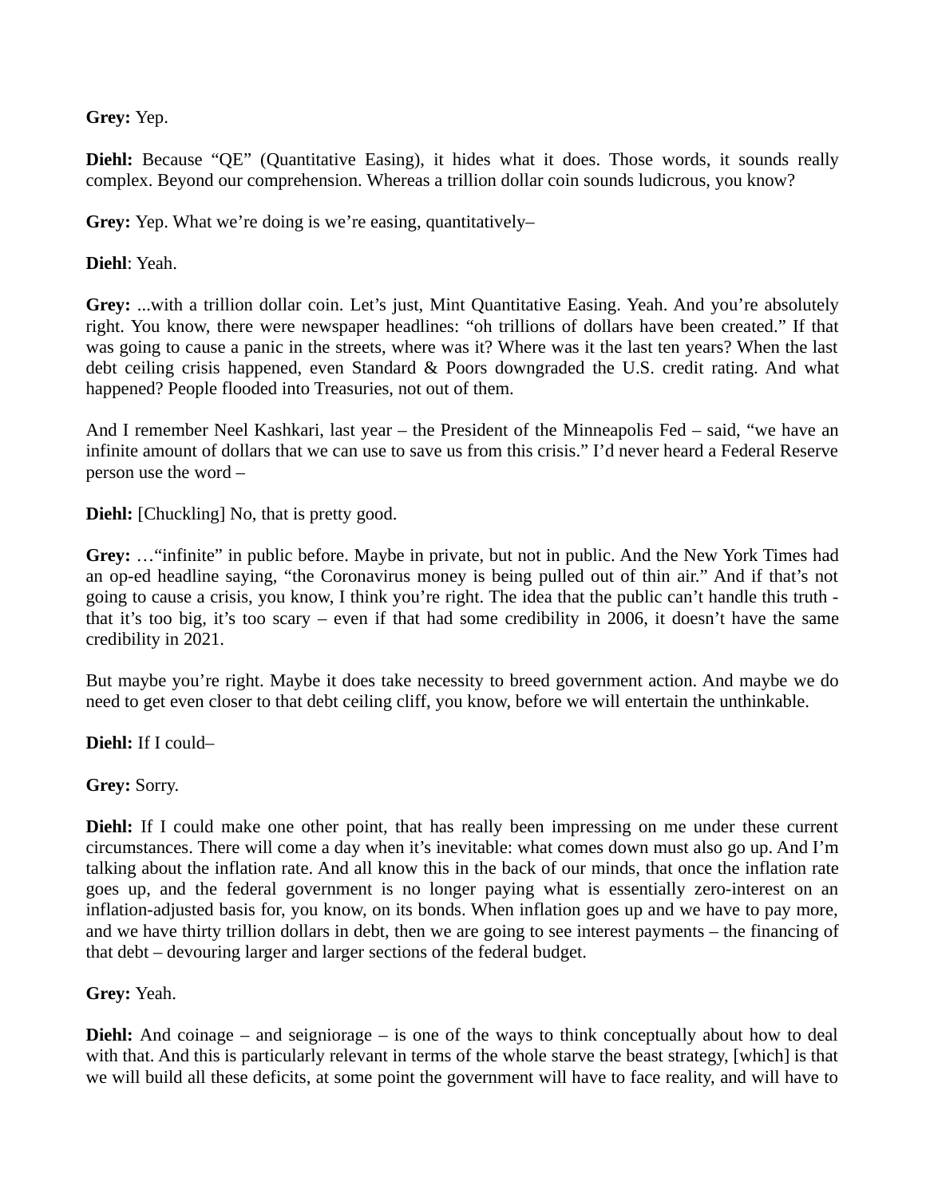**Grey:** Yep.

**Diehl:** Because "QE" (Quantitative Easing), it hides what it does. Those words, it sounds really complex. Beyond our comprehension. Whereas a trillion dollar coin sounds ludicrous, you know?

**Grey:** Yep. What we're doing is we're easing, quantitatively–

**Diehl**: Yeah.

**Grey:** ...with a trillion dollar coin. Let's just, Mint Quantitative Easing. Yeah. And you're absolutely right. You know, there were newspaper headlines: "oh trillions of dollars have been created." If that was going to cause a panic in the streets, where was it? Where was it the last ten years? When the last debt ceiling crisis happened, even Standard & Poors downgraded the U.S. credit rating. And what happened? People flooded into Treasuries, not out of them.

And I remember Neel Kashkari, last year – the President of the Minneapolis Fed – said, "we have an infinite amount of dollars that we can use to save us from this crisis." I'd never heard a Federal Reserve person use the word –

**Diehl:** [Chuckling] No, that is pretty good.

**Grey:** …"infinite" in public before. Maybe in private, but not in public. And the New York Times had an op-ed headline saying, "the Coronavirus money is being pulled out of thin air." And if that's not going to cause a crisis, you know, I think you're right. The idea that the public can't handle this truth - that it's too big, it's too scary – even if that had some credibility in 2006, it doesn't have the same credibility in 2021.

But maybe you're right. Maybe it does take necessity to breed government action. And maybe we do need to get even closer to that debt ceiling cliff, you know, before we will entertain the unthinkable.

**Diehl:** If I could–

**Grey:** Sorry.

**Diehl:** If I could make one other point, that has really been impressing on me under these current circumstances. There will come a day when it's inevitable: what comes down must also go up. And I'm talking about the inflation rate. And all know this in the back of our minds, that once the inflation rate goes up, and the federal government is no longer paying what is essentially zero-interest on an inflation-adjusted basis for, you know, on its bonds. When inflation goes up and we have to pay more, and we have thirty trillion dollars in debt, then we are going to see interest payments – the financing of that debt – devouring larger and larger sections of the federal budget.

**Grey:** Yeah.

**Diehl:** And coinage – and seigniorage – is one of the ways to think conceptually about how to deal with that. And this is particularly relevant in terms of the whole starve the beast strategy, [which] is that we will build all these deficits, at some point the government will have to face reality, and will have to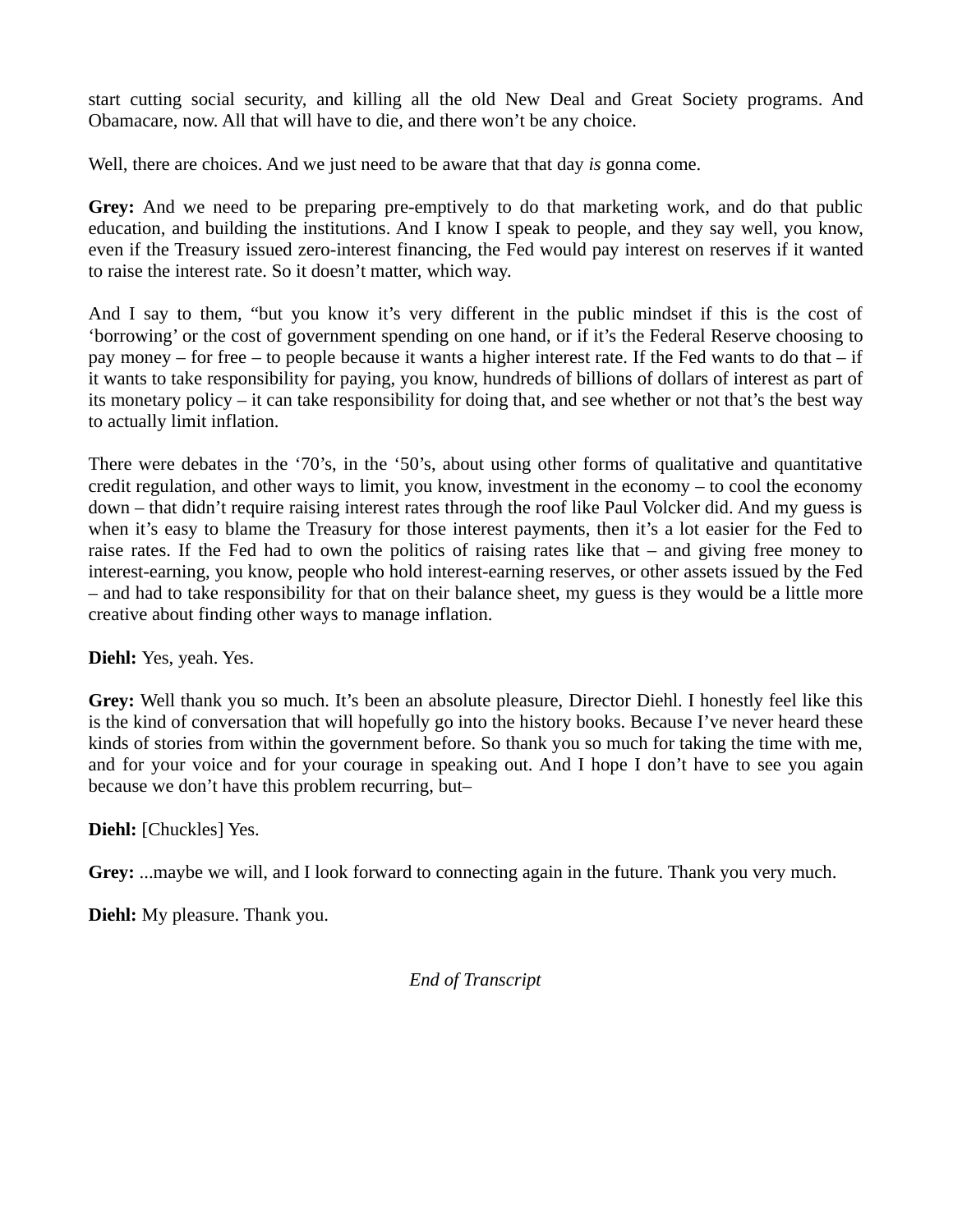start cutting social security, and killing all the old New Deal and Great Society programs. And Obamacare, now. All that will have to die, and there won't be any choice.

Well, there are choices. And we just need to be aware that that day *is* gonna come.

**Grey:** And we need to be preparing pre-emptively to do that marketing work, and do that public education, and building the institutions. And I know I speak to people, and they say well, you know, even if the Treasury issued zero-interest financing, the Fed would pay interest on reserves if it wanted to raise the interest rate. So it doesn't matter, which way.

And I say to them, "but you know it's very different in the public mindset if this is the cost of 'borrowing' or the cost of government spending on one hand, or if it's the Federal Reserve choosing to pay money – for free – to people because it wants a higher interest rate. If the Fed wants to do that – if it wants to take responsibility for paying, you know, hundreds of billions of dollars of interest as part of its monetary policy – it can take responsibility for doing that, and see whether or not that's the best way to actually limit inflation.

There were debates in the '70's, in the '50's, about using other forms of qualitative and quantitative credit regulation, and other ways to limit, you know, investment in the economy – to cool the economy down – that didn't require raising interest rates through the roof like Paul Volcker did. And my guess is when it's easy to blame the Treasury for those interest payments, then it's a lot easier for the Fed to raise rates. If the Fed had to own the politics of raising rates like that – and giving free money to interest-earning, you know, people who hold interest-earning reserves, or other assets issued by the Fed – and had to take responsibility for that on their balance sheet, my guess is they would be a little more creative about finding other ways to manage inflation.

**Diehl:** Yes, yeah. Yes.

**Grey:** Well thank you so much. It's been an absolute pleasure, Director Diehl. I honestly feel like this is the kind of conversation that will hopefully go into the history books. Because I've never heard these kinds of stories from within the government before. So thank you so much for taking the time with me, and for your voice and for your courage in speaking out. And I hope I don't have to see you again because we don't have this problem recurring, but–

**Diehl:** [Chuckles] Yes.

**Grey:** ...maybe we will, and I look forward to connecting again in the future. Thank you very much.

**Diehl:** My pleasure. Thank you.

*End of Transcript*